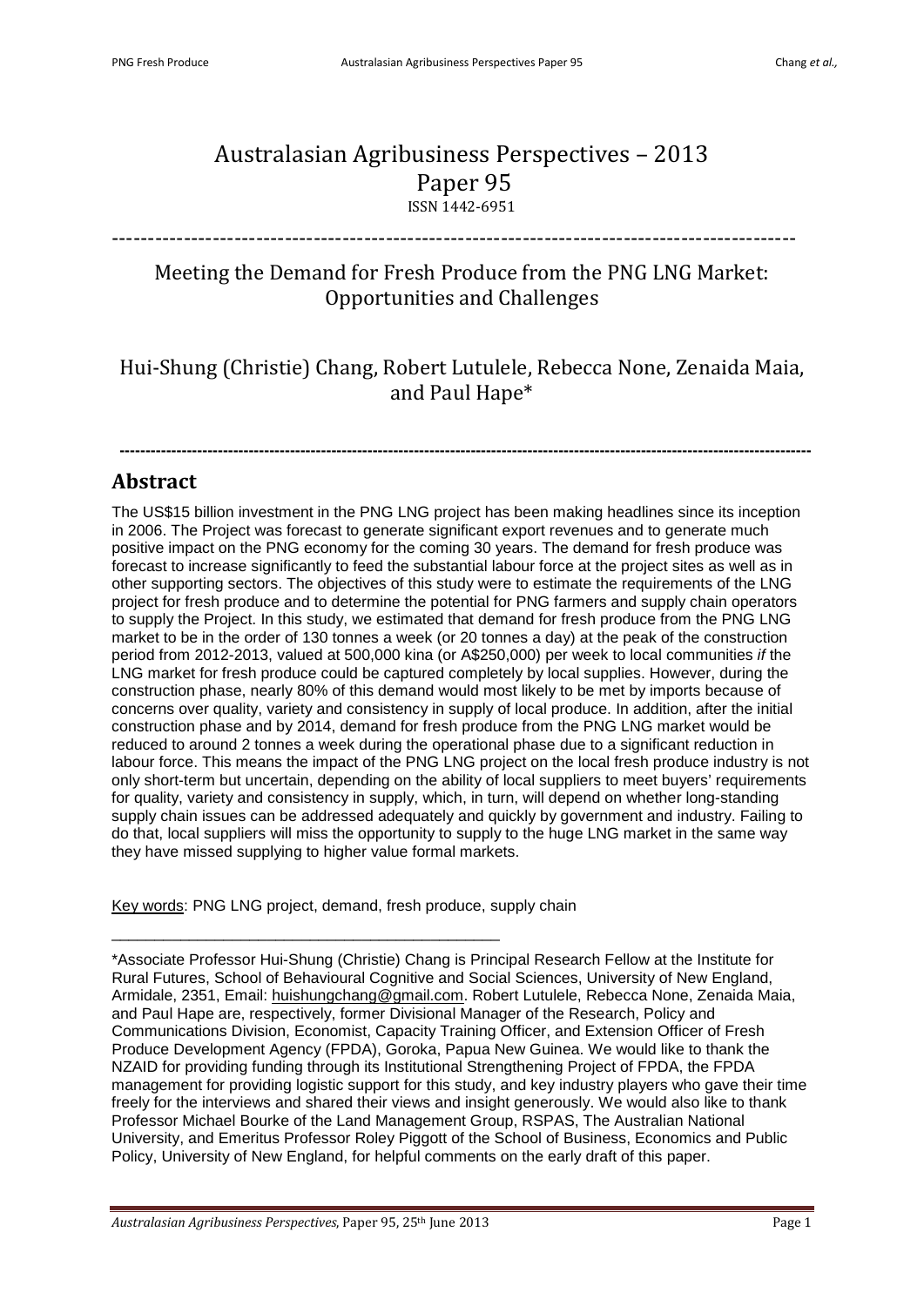# Australasian Agribusiness Perspectives – 2013
# Paper 95

ISSN 1442-6951

---

## Meeting the Demand for Fresh Produce from the PNG LNG Market: Opportunities and Challenges

### Hui-Shung (Christie) Chang, Robert Lutulele, Rebecca None, Zenaida Maia, and Paul Hape*

---

## Abstract

The US$15 billion investment in the PNG LNG project has been making headlines since its inception in 2006. The Project was forecast to generate significant export revenues and to generate much positive impact on the PNG economy for the coming 30 years. The demand for fresh produce was forecast to increase significantly to feed the substantial labour force at the project sites as well as in other supporting sectors. The objectives of this study were to estimate the requirements of the LNG project for fresh produce and to determine the potential for PNG farmers and supply chain operators to supply the Project. In this study, we estimated that demand for fresh produce from the PNG LNG market to be in the order of 130 tonnes a week (or 20 tonnes a day) at the peak of the construction period from 2012-2013, valued at 500,000 kina (or A$250,000) per week to local communities *if* the LNG market for fresh produce could be captured completely by local supplies. However, during the construction phase, nearly 80% of this demand would most likely to be met by imports because of concerns over quality, variety and consistency in supply of local produce. In addition, after the initial construction phase and by 2014, demand for fresh produce from the PNG LNG market would be reduced to around 2 tonnes a week during the operational phase due to a significant reduction in labour force. This means the impact of the PNG LNG project on the local fresh produce industry is not only short-term but uncertain, depending on the ability of local suppliers to meet buyers' requirements for quality, variety and consistency in supply, which, in turn, will depend on whether long-standing supply chain issues can be addressed adequately and quickly by government and industry. Failing to do that, local suppliers will miss the opportunity to supply to the huge LNG market in the same way they have missed supplying to higher value formal markets.

Key words: PNG LNG project, demand, fresh produce, supply chain

---

*Associate Professor Hui-Shung (Christie) Chang is Principal Research Fellow at the Institute for Rural Futures, School of Behavioural Cognitive and Social Sciences, University of New England, Armidale, 2351, Email: huishungchang@gmail.com. Robert Lutulele, Rebecca None, Zenaida Maia, and Paul Hape are, respectively, former Divisional Manager of the Research, Policy and Communications Division, Economist, Capacity Training Officer, and Extension Officer of Fresh Produce Development Agency (FPDA), Goroka, Papua New Guinea. We would like to thank the NZAID for providing funding through its Institutional Strengthening Project of FPDA, the FPDA management for providing logistic support for this study, and key industry players who gave their time freely for the interviews and shared their views and insight generously. We would also like to thank Professor Michael Bourke of the Land Management Group, RSPAS, The Australian National University, and Emeritus Professor Roley Piggott of the School of Business, Economics and Public Policy, University of New England, for helpful comments on the early draft of this paper.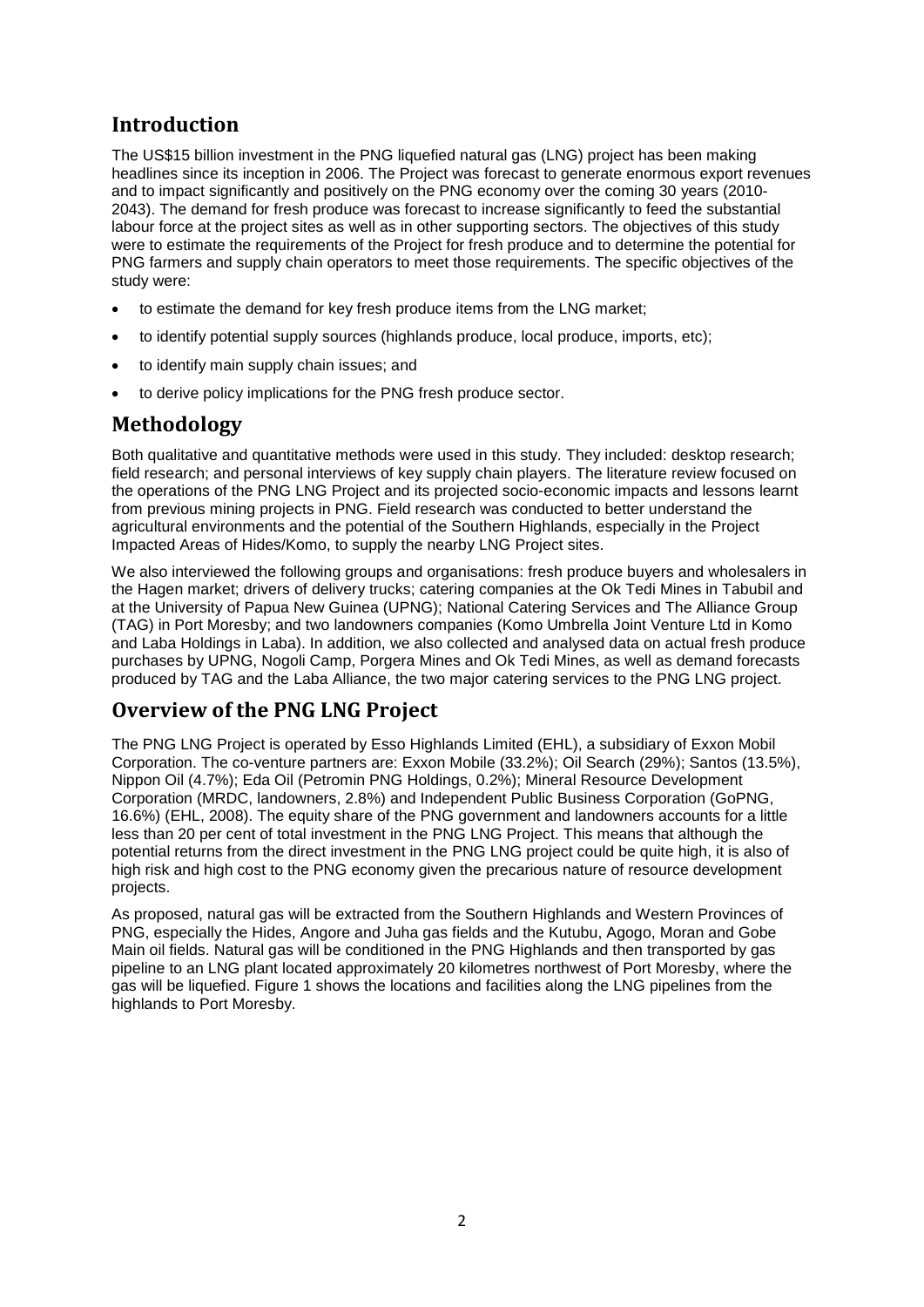## Introduction

The US$15 billion investment in the PNG liquefied natural gas (LNG) project has been making headlines since its inception in 2006. The Project was forecast to generate enormous export revenues and to impact significantly and positively on the PNG economy over the coming 30 years (2010-2043). The demand for fresh produce was forecast to increase significantly to feed the substantial labour force at the project sites as well as in other supporting sectors. The objectives of this study were to estimate the requirements of the Project for fresh produce and to determine the potential for PNG farmers and supply chain operators to meet those requirements. The specific objectives of the study were:

- to estimate the demand for key fresh produce items from the LNG market;
- to identify potential supply sources (highlands produce, local produce, imports, etc);
- to identify main supply chain issues; and
- to derive policy implications for the PNG fresh produce sector.

## Methodology

Both qualitative and quantitative methods were used in this study. They included: desktop research; field research; and personal interviews of key supply chain players. The literature review focused on the operations of the PNG LNG Project and its projected socio-economic impacts and lessons learnt from previous mining projects in PNG. Field research was conducted to better understand the agricultural environments and the potential of the Southern Highlands, especially in the Project Impacted Areas of Hides/Komo, to supply the nearby LNG Project sites.

We also interviewed the following groups and organisations: fresh produce buyers and wholesalers in the Hagen market; drivers of delivery trucks; catering companies at the Ok Tedi Mines in Tabubil and at the University of Papua New Guinea (UPNG); National Catering Services and The Alliance Group (TAG) in Port Moresby; and two landowners companies (Komo Umbrella Joint Venture Ltd in Komo and Laba Holdings in Laba). In addition, we also collected and analysed data on actual fresh produce purchases by UPNG, Nogoli Camp, Porgera Mines and Ok Tedi Mines, as well as demand forecasts produced by TAG and the Laba Alliance, the two major catering services to the PNG LNG project.

## Overview of the PNG LNG Project

The PNG LNG Project is operated by Esso Highlands Limited (EHL), a subsidiary of Exxon Mobil Corporation. The co-venture partners are: Exxon Mobile (33.2%); Oil Search (29%); Santos (13.5%), Nippon Oil (4.7%); Eda Oil (Petromin PNG Holdings, 0.2%); Mineral Resource Development Corporation (MRDC, landowners, 2.8%) and Independent Public Business Corporation (GoPNG, 16.6%) (EHL, 2008). The equity share of the PNG government and landowners accounts for a little less than 20 per cent of total investment in the PNG LNG Project. This means that although the potential returns from the direct investment in the PNG LNG project could be quite high, it is also of high risk and high cost to the PNG economy given the precarious nature of resource development projects.

As proposed, natural gas will be extracted from the Southern Highlands and Western Provinces of PNG, especially the Hides, Angore and Juha gas fields and the Kutubu, Agogo, Moran and Gobe Main oil fields. Natural gas will be conditioned in the PNG Highlands and then transported by gas pipeline to an LNG plant located approximately 20 kilometres northwest of Port Moresby, where the gas will be liquefied. Figure 1 shows the locations and facilities along the LNG pipelines from the highlands to Port Moresby.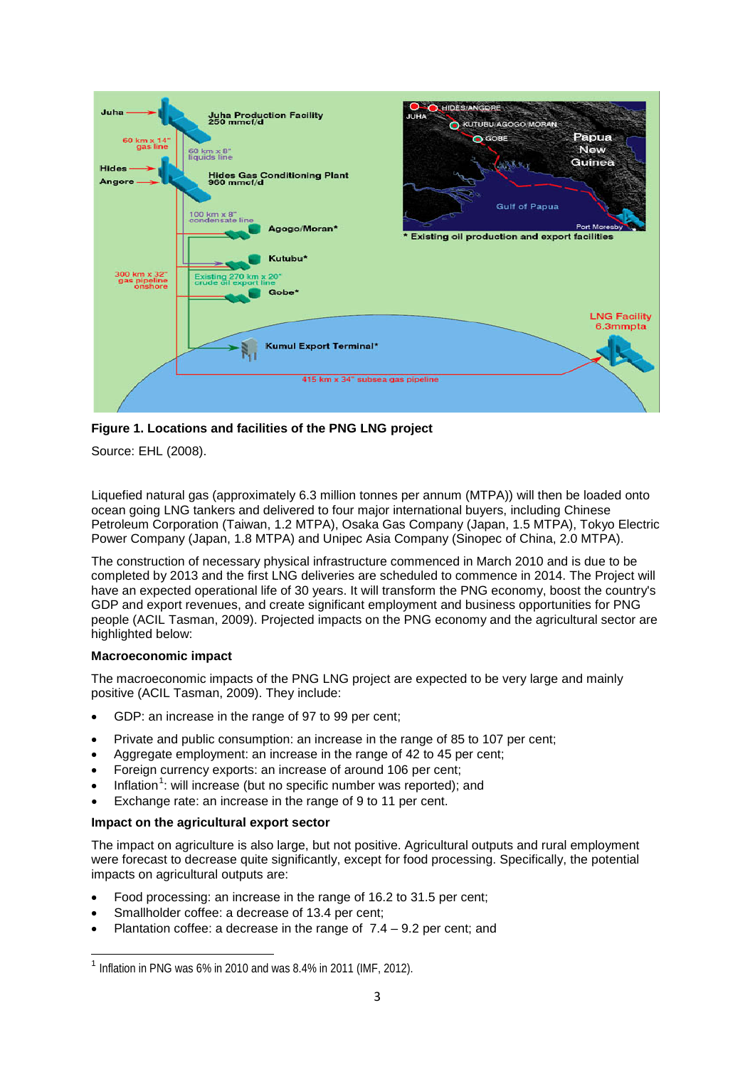Juha

Juha Production Facility
250 mmcf/d

60 km x 14" gas line

60 km x 8" liquids line

Hides

Angore

Hides Gas Conditioning Plant
960 mmcf/d

100 km x 8" condensate line

Agogo/Moran*

Kutubu*

300 km x 32" gas pipeline onshore

Existing 270 km x 20" crude oil export line

Gobe*

Kumul Export Terminal*

LNG Facility
6.3mmpta

415 km x 34" subsea gas pipeline

JUHA

HIDES/ANGORE

KUTUBU/AGOGO/MORAN

GOBE

Papua New Guinea

Gulf of Papua

Port Moresby

\* Existing oil production and export facilities

**Figure 1. Locations and facilities of the PNG LNG project**

Source: EHL (2008).

Liquefied natural gas (approximately 6.3 million tonnes per annum (MTPA)) will then be loaded onto ocean going LNG tankers and delivered to four major international buyers, including Chinese Petroleum Corporation (Taiwan, 1.2 MTPA), Osaka Gas Company (Japan, 1.5 MTPA), Tokyo Electric Power Company (Japan, 1.8 MTPA) and Unipec Asia Company (Sinopec of China, 2.0 MTPA).

The construction of necessary physical infrastructure commenced in March 2010 and is due to be completed by 2013 and the first LNG deliveries are scheduled to commence in 2014. The Project will have an expected operational life of 30 years. It will transform the PNG economy, boost the country's GDP and export revenues, and create significant employment and business opportunities for PNG people (ACIL Tasman, 2009). Projected impacts on the PNG economy and the agricultural sector are highlighted below:

**Macroeconomic impact**

The macroeconomic impacts of the PNG LNG project are expected to be very large and mainly positive (ACIL Tasman, 2009). They include:

- GDP: an increase in the range of 97 to 99 per cent;
- Private and public consumption: an increase in the range of 85 to 107 per cent;
- Aggregate employment: an increase in the range of 42 to 45 per cent;
- Foreign currency exports: an increase of around 106 per cent;
- Inflation[1]: will increase (but no specific number was reported); and
- Exchange rate: an increase in the range of 9 to 11 per cent.

**Impact on the agricultural export sector**

The impact on agriculture is also large, but not positive. Agricultural outputs and rural employment were forecast to decrease quite significantly, except for food processing. Specifically, the potential impacts on agricultural outputs are:

- Food processing: an increase in the range of 16.2 to 31.5 per cent;
- Smallholder coffee: a decrease of 13.4 per cent;
- Plantation coffee: a decrease in the range of 7.4 – 9.2 per cent; and

[1] Inflation in PNG was 6% in 2010 and was 8.4% in 2011 (IMF, 2012).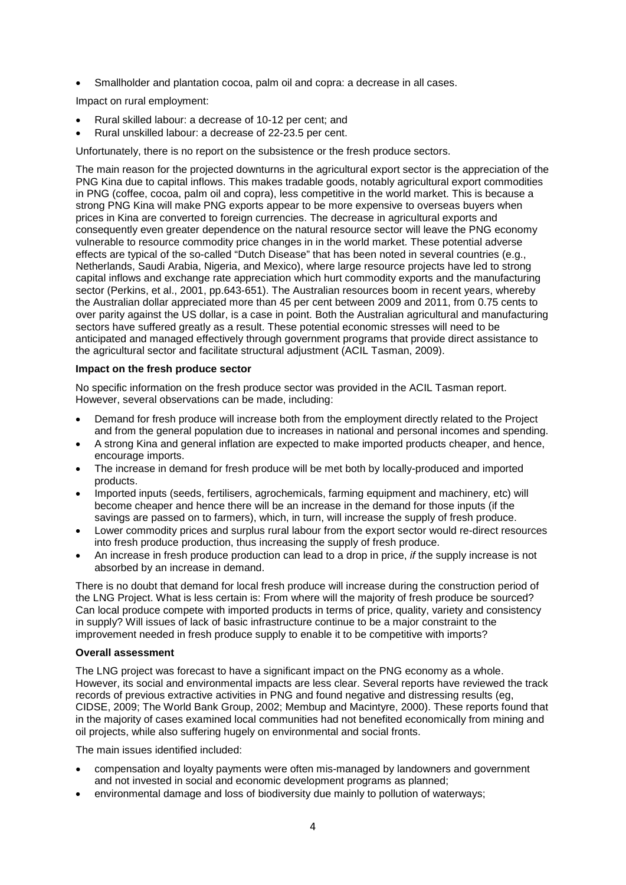- Smallholder and plantation cocoa, palm oil and copra: a decrease in all cases.

Impact on rural employment:

- Rural skilled labour: a decrease of 10-12 per cent; and
- Rural unskilled labour: a decrease of 22-23.5 per cent.

Unfortunately, there is no report on the subsistence or the fresh produce sectors.

The main reason for the projected downturns in the agricultural export sector is the appreciation of the PNG Kina due to capital inflows. This makes tradable goods, notably agricultural export commodities in PNG (coffee, cocoa, palm oil and copra), less competitive in the world market. This is because a strong PNG Kina will make PNG exports appear to be more expensive to overseas buyers when prices in Kina are converted to foreign currencies. The decrease in agricultural exports and consequently even greater dependence on the natural resource sector will leave the PNG economy vulnerable to resource commodity price changes in in the world market. These potential adverse effects are typical of the so-called "Dutch Disease" that has been noted in several countries (e.g., Netherlands, Saudi Arabia, Nigeria, and Mexico), where large resource projects have led to strong capital inflows and exchange rate appreciation which hurt commodity exports and the manufacturing sector (Perkins, et al., 2001, pp.643-651). The Australian resources boom in recent years, whereby the Australian dollar appreciated more than 45 per cent between 2009 and 2011, from 0.75 cents to over parity against the US dollar, is a case in point. Both the Australian agricultural and manufacturing sectors have suffered greatly as a result. These potential economic stresses will need to be anticipated and managed effectively through government programs that provide direct assistance to the agricultural sector and facilitate structural adjustment (ACIL Tasman, 2009).

**Impact on the fresh produce sector**

No specific information on the fresh produce sector was provided in the ACIL Tasman report. However, several observations can be made, including:

- Demand for fresh produce will increase both from the employment directly related to the Project and from the general population due to increases in national and personal incomes and spending.
- A strong Kina and general inflation are expected to make imported products cheaper, and hence, encourage imports.
- The increase in demand for fresh produce will be met both by locally-produced and imported products.
- Imported inputs (seeds, fertilisers, agrochemicals, farming equipment and machinery, etc) will become cheaper and hence there will be an increase in the demand for those inputs (if the savings are passed on to farmers), which, in turn, will increase the supply of fresh produce.
- Lower commodity prices and surplus rural labour from the export sector would re-direct resources into fresh produce production, thus increasing the supply of fresh produce.
- An increase in fresh produce production can lead to a drop in price, *if* the supply increase is not absorbed by an increase in demand.

There is no doubt that demand for local fresh produce will increase during the construction period of the LNG Project. What is less certain is: From where will the majority of fresh produce be sourced? Can local produce compete with imported products in terms of price, quality, variety and consistency in supply? Will issues of lack of basic infrastructure continue to be a major constraint to the improvement needed in fresh produce supply to enable it to be competitive with imports?

**Overall assessment**

The LNG project was forecast to have a significant impact on the PNG economy as a whole. However, its social and environmental impacts are less clear. Several reports have reviewed the track records of previous extractive activities in PNG and found negative and distressing results (eg, CIDSE, 2009; The World Bank Group, 2002; Membup and Macintyre, 2000). These reports found that in the majority of cases examined local communities had not benefited economically from mining and oil projects, while also suffering hugely on environmental and social fronts.

The main issues identified included:

- compensation and loyalty payments were often mis-managed by landowners and government and not invested in social and economic development programs as planned;
- environmental damage and loss of biodiversity due mainly to pollution of waterways;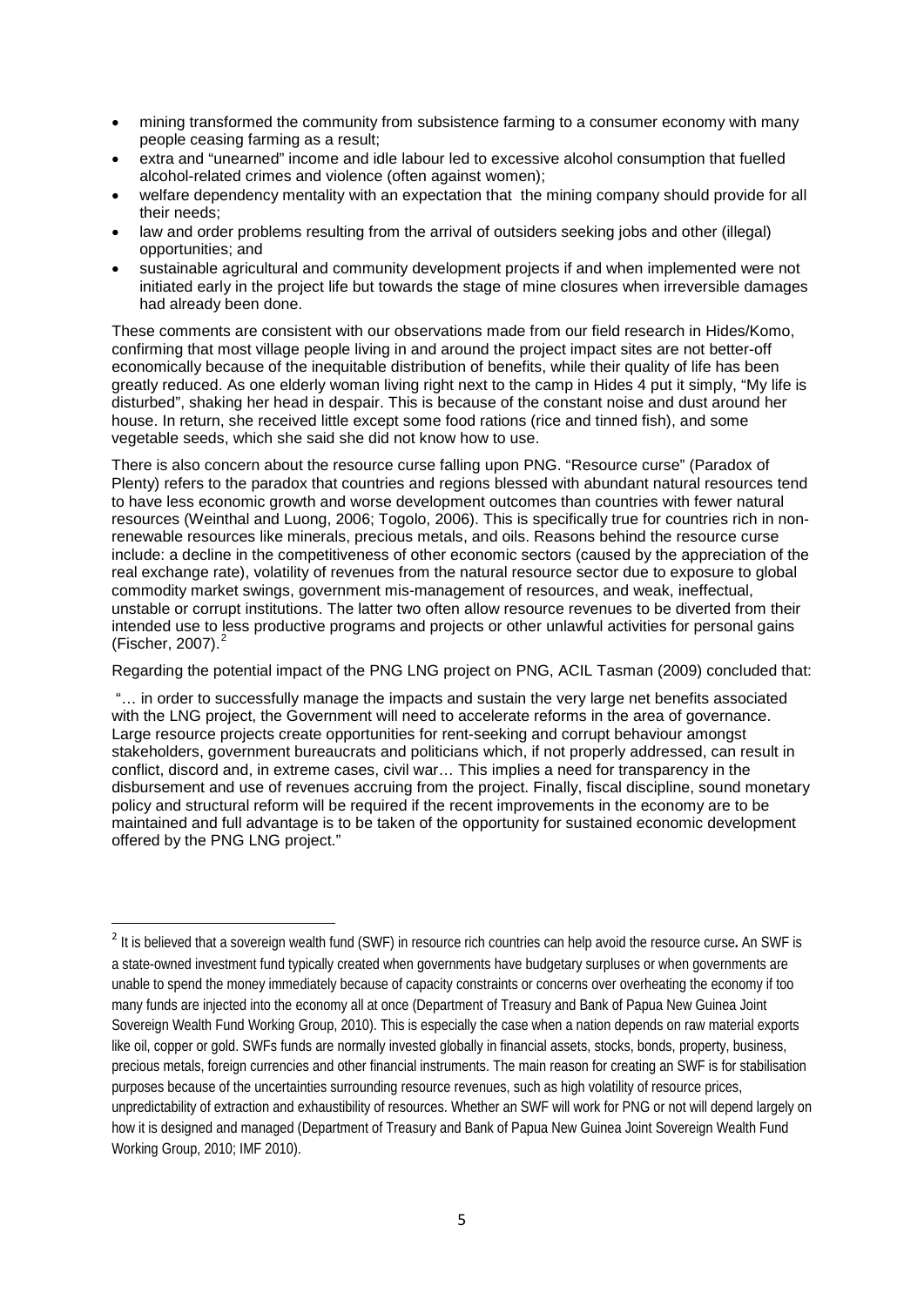- mining transformed the community from subsistence farming to a consumer economy with many people ceasing farming as a result;
- extra and "unearned" income and idle labour led to excessive alcohol consumption that fuelled alcohol-related crimes and violence (often against women);
- welfare dependency mentality with an expectation that the mining company should provide for all their needs;
- law and order problems resulting from the arrival of outsiders seeking jobs and other (illegal) opportunities; and
- sustainable agricultural and community development projects if and when implemented were not initiated early in the project life but towards the stage of mine closures when irreversible damages had already been done.

These comments are consistent with our observations made from our field research in Hides/Komo, confirming that most village people living in and around the project impact sites are not better-off economically because of the inequitable distribution of benefits, while their quality of life has been greatly reduced. As one elderly woman living right next to the camp in Hides 4 put it simply, "My life is disturbed", shaking her head in despair. This is because of the constant noise and dust around her house. In return, she received little except some food rations (rice and tinned fish), and some vegetable seeds, which she said she did not know how to use.

There is also concern about the resource curse falling upon PNG. "Resource curse" (Paradox of Plenty) refers to the paradox that countries and regions blessed with abundant natural resources tend to have less economic growth and worse development outcomes than countries with fewer natural resources (Weinthal and Luong, 2006; Togolo, 2006). This is specifically true for countries rich in non-renewable resources like minerals, precious metals, and oils. Reasons behind the resource curse include: a decline in the competitiveness of other economic sectors (caused by the appreciation of the real exchange rate), volatility of revenues from the natural resource sector due to exposure to global commodity market swings, government mis-management of resources, and weak, ineffectual, unstable or corrupt institutions. The latter two often allow resource revenues to be diverted from their intended use to less productive programs and projects or other unlawful activities for personal gains (Fischer, 2007).[2]

Regarding the potential impact of the PNG LNG project on PNG, ACIL Tasman (2009) concluded that:

"… in order to successfully manage the impacts and sustain the very large net benefits associated with the LNG project, the Government will need to accelerate reforms in the area of governance. Large resource projects create opportunities for rent-seeking and corrupt behaviour amongst stakeholders, government bureaucrats and politicians which, if not properly addressed, can result in conflict, discord and, in extreme cases, civil war… This implies a need for transparency in the disbursement and use of revenues accruing from the project. Finally, fiscal discipline, sound monetary policy and structural reform will be required if the recent improvements in the economy are to be maintained and full advantage is to be taken of the opportunity for sustained economic development offered by the PNG LNG project."

[2] It is believed that a sovereign wealth fund (SWF) in resource rich countries can help avoid the resource curse. An SWF is a state-owned investment fund typically created when governments have budgetary surpluses or when governments are unable to spend the money immediately because of capacity constraints or concerns over overheating the economy if too many funds are injected into the economy all at once (Department of Treasury and Bank of Papua New Guinea Joint Sovereign Wealth Fund Working Group, 2010). This is especially the case when a nation depends on raw material exports like oil, copper or gold. SWFs funds are normally invested globally in financial assets, stocks, bonds, property, business, precious metals, foreign currencies and other financial instruments. The main reason for creating an SWF is for stabilisation purposes because of the uncertainties surrounding resource revenues, such as high volatility of resource prices, unpredictability of extraction and exhaustibility of resources. Whether an SWF will work for PNG or not will depend largely on how it is designed and managed (Department of Treasury and Bank of Papua New Guinea Joint Sovereign Wealth Fund Working Group, 2010; IMF 2010).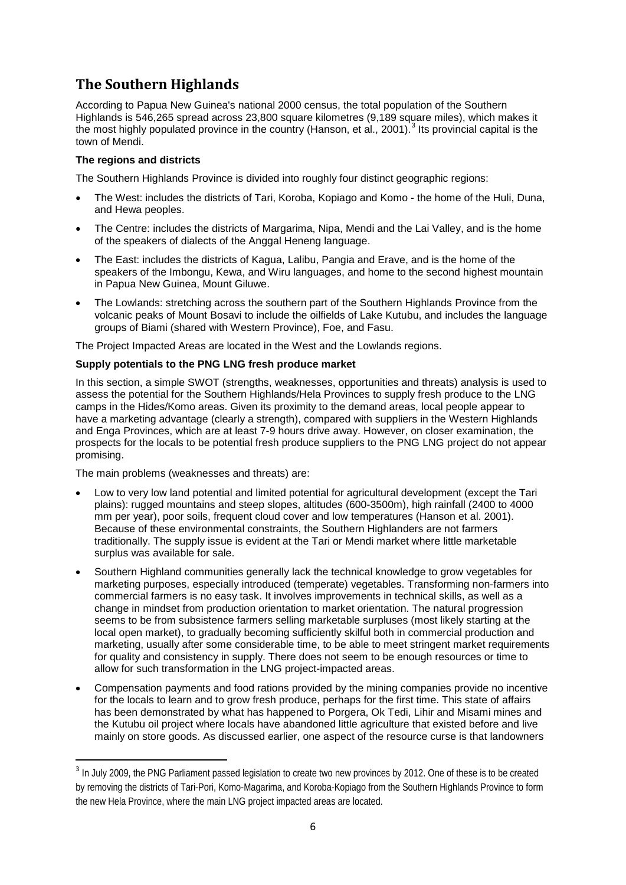## The Southern Highlands

According to Papua New Guinea's national 2000 census, the total population of the Southern Highlands is 546,265 spread across 23,800 square kilometres (9,189 square miles), which makes it the most highly populated province in the country (Hanson, et al., 2001).[3] Its provincial capital is the town of Mendi.

**The regions and districts**

The Southern Highlands Province is divided into roughly four distinct geographic regions:

- The West: includes the districts of Tari, Koroba, Kopiago and Komo - the home of the Huli, Duna, and Hewa peoples.
- The Centre: includes the districts of Margarima, Nipa, Mendi and the Lai Valley, and is the home of the speakers of dialects of the Anggal Heneng language.
- The East: includes the districts of Kagua, Lalibu, Pangia and Erave, and is the home of the speakers of the Imbongu, Kewa, and Wiru languages, and home to the second highest mountain in Papua New Guinea, Mount Giluwe.
- The Lowlands: stretching across the southern part of the Southern Highlands Province from the volcanic peaks of Mount Bosavi to include the oilfields of Lake Kutubu, and includes the language groups of Biami (shared with Western Province), Foe, and Fasu.

The Project Impacted Areas are located in the West and the Lowlands regions.

**Supply potentials to the PNG LNG fresh produce market**

In this section, a simple SWOT (strengths, weaknesses, opportunities and threats) analysis is used to assess the potential for the Southern Highlands/Hela Provinces to supply fresh produce to the LNG camps in the Hides/Komo areas. Given its proximity to the demand areas, local people appear to have a marketing advantage (clearly a strength), compared with suppliers in the Western Highlands and Enga Provinces, which are at least 7-9 hours drive away. However, on closer examination, the prospects for the locals to be potential fresh produce suppliers to the PNG LNG project do not appear promising.

The main problems (weaknesses and threats) are:

- Low to very low land potential and limited potential for agricultural development (except the Tari plains): rugged mountains and steep slopes, altitudes (600-3500m), high rainfall (2400 to 4000 mm per year), poor soils, frequent cloud cover and low temperatures (Hanson et al. 2001). Because of these environmental constraints, the Southern Highlanders are not farmers traditionally. The supply issue is evident at the Tari or Mendi market where little marketable surplus was available for sale.
- Southern Highland communities generally lack the technical knowledge to grow vegetables for marketing purposes, especially introduced (temperate) vegetables. Transforming non-farmers into commercial farmers is no easy task. It involves improvements in technical skills, as well as a change in mindset from production orientation to market orientation. The natural progression seems to be from subsistence farmers selling marketable surpluses (most likely starting at the local open market), to gradually becoming sufficiently skilful both in commercial production and marketing, usually after some considerable time, to be able to meet stringent market requirements for quality and consistency in supply. There does not seem to be enough resources or time to allow for such transformation in the LNG project-impacted areas.
- Compensation payments and food rations provided by the mining companies provide no incentive for the locals to learn and to grow fresh produce, perhaps for the first time. This state of affairs has been demonstrated by what has happened to Porgera, Ok Tedi, Lihir and Misami mines and the Kutubu oil project where locals have abandoned little agriculture that existed before and live mainly on store goods. As discussed earlier, one aspect of the resource curse is that landowners

[3] In July 2009, the PNG Parliament passed legislation to create two new provinces by 2012. One of these is to be created by removing the districts of Tari-Pori, Komo-Magarima, and Koroba-Kopiago from the Southern Highlands Province to form the new Hela Province, where the main LNG project impacted areas are located.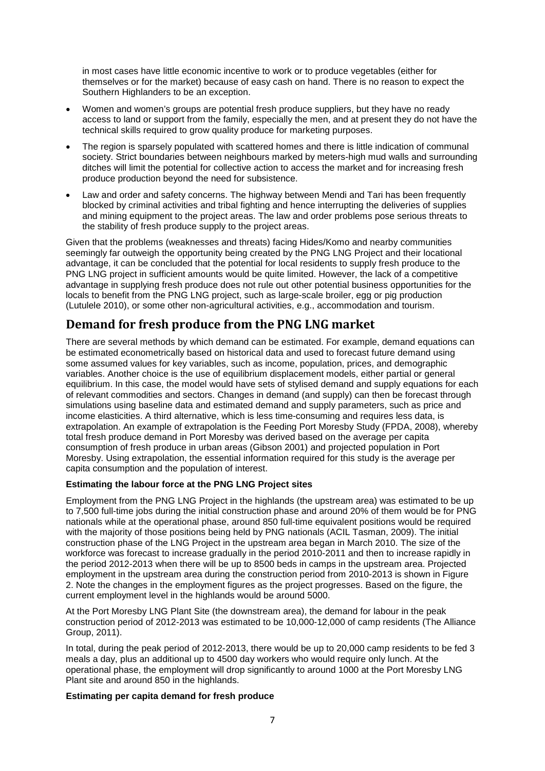in most cases have little economic incentive to work or to produce vegetables (either for themselves or for the market) because of easy cash on hand. There is no reason to expect the Southern Highlanders to be an exception.

- Women and women's groups are potential fresh produce suppliers, but they have no ready access to land or support from the family, especially the men, and at present they do not have the technical skills required to grow quality produce for marketing purposes.
- The region is sparsely populated with scattered homes and there is little indication of communal society. Strict boundaries between neighbours marked by meters-high mud walls and surrounding ditches will limit the potential for collective action to access the market and for increasing fresh produce production beyond the need for subsistence.
- Law and order and safety concerns. The highway between Mendi and Tari has been frequently blocked by criminal activities and tribal fighting and hence interrupting the deliveries of supplies and mining equipment to the project areas. The law and order problems pose serious threats to the stability of fresh produce supply to the project areas.

Given that the problems (weaknesses and threats) facing Hides/Komo and nearby communities seemingly far outweigh the opportunity being created by the PNG LNG Project and their locational advantage, it can be concluded that the potential for local residents to supply fresh produce to the PNG LNG project in sufficient amounts would be quite limited. However, the lack of a competitive advantage in supplying fresh produce does not rule out other potential business opportunities for the locals to benefit from the PNG LNG project, such as large-scale broiler, egg or pig production (Lutulele 2010), or some other non-agricultural activities, e.g., accommodation and tourism.

## Demand for fresh produce from the PNG LNG market

There are several methods by which demand can be estimated. For example, demand equations can be estimated econometrically based on historical data and used to forecast future demand using some assumed values for key variables, such as income, population, prices, and demographic variables. Another choice is the use of equilibrium displacement models, either partial or general equilibrium. In this case, the model would have sets of stylised demand and supply equations for each of relevant commodities and sectors. Changes in demand (and supply) can then be forecast through simulations using baseline data and estimated demand and supply parameters, such as price and income elasticities. A third alternative, which is less time-consuming and requires less data, is extrapolation. An example of extrapolation is the Feeding Port Moresby Study (FPDA, 2008), whereby total fresh produce demand in Port Moresby was derived based on the average per capita consumption of fresh produce in urban areas (Gibson 2001) and projected population in Port Moresby. Using extrapolation, the essential information required for this study is the average per capita consumption and the population of interest.

**Estimating the labour force at the PNG LNG Project sites**

Employment from the PNG LNG Project in the highlands (the upstream area) was estimated to be up to 7,500 full-time jobs during the initial construction phase and around 20% of them would be for PNG nationals while at the operational phase, around 850 full-time equivalent positions would be required with the majority of those positions being held by PNG nationals (ACIL Tasman, 2009). The initial construction phase of the LNG Project in the upstream area began in March 2010. The size of the workforce was forecast to increase gradually in the period 2010-2011 and then to increase rapidly in the period 2012-2013 when there will be up to 8500 beds in camps in the upstream area. Projected employment in the upstream area during the construction period from 2010-2013 is shown in Figure 2. Note the changes in the employment figures as the project progresses. Based on the figure, the current employment level in the highlands would be around 5000.

At the Port Moresby LNG Plant Site (the downstream area), the demand for labour in the peak construction period of 2012-2013 was estimated to be 10,000-12,000 of camp residents (The Alliance Group, 2011).

In total, during the peak period of 2012-2013, there would be up to 20,000 camp residents to be fed 3 meals a day, plus an additional up to 4500 day workers who would require only lunch. At the operational phase, the employment will drop significantly to around 1000 at the Port Moresby LNG Plant site and around 850 in the highlands.

**Estimating per capita demand for fresh produce**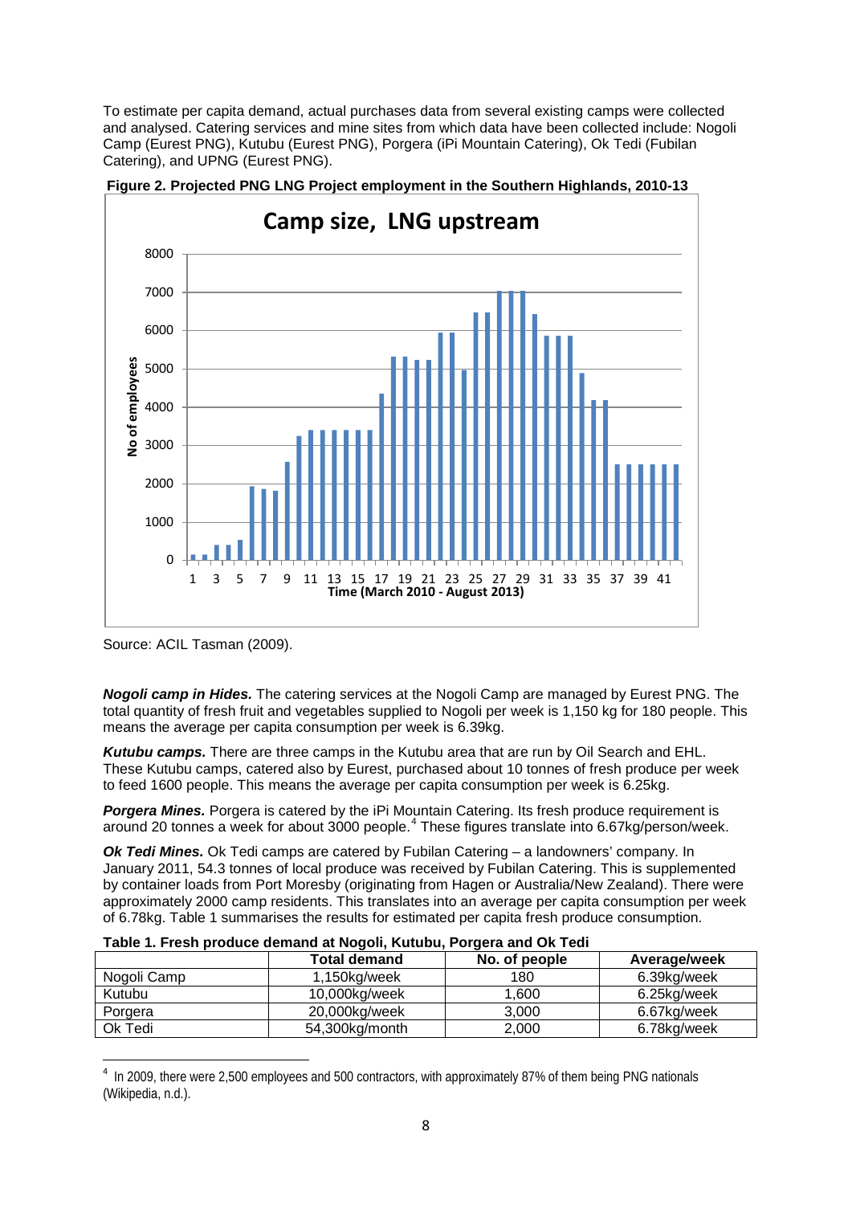To estimate per capita demand, actual purchases data from several existing camps were collected and analysed. Catering services and mine sites from which data have been collected include: Nogoli Camp (Eurest PNG), Kutubu (Eurest PNG), Porgera (iPi Mountain Catering), Ok Tedi (Fubilan Catering), and UPNG (Eurest PNG).

**Figure 2. Projected PNG LNG Project employment in the Southern Highlands, 2010-13**

Source: ACIL Tasman (2009).

***Nogoli camp in Hides.*** The catering services at the Nogoli Camp are managed by Eurest PNG. The total quantity of fresh fruit and vegetables supplied to Nogoli per week is 1,150 kg for 180 people. This means the average per capita consumption per week is 6.39kg.

***Kutubu camps.*** There are three camps in the Kutubu area that are run by Oil Search and EHL. These Kutubu camps, catered also by Eurest, purchased about 10 tonnes of fresh produce per week to feed 1600 people. This means the average per capita consumption per week is 6.25kg.

***Porgera Mines.*** Porgera is catered by the iPi Mountain Catering. Its fresh produce requirement is around 20 tonnes a week for about 3000 people.[4] These figures translate into 6.67kg/person/week.

***Ok Tedi Mines.*** Ok Tedi camps are catered by Fubilan Catering – a landowners' company. In January 2011, 54.3 tonnes of local produce was received by Fubilan Catering. This is supplemented by container loads from Port Moresby (originating from Hagen or Australia/New Zealand). There were approximately 2000 camp residents. This translates into an average per capita consumption per week of 6.78kg. Table 1 summarises the results for estimated per capita fresh produce consumption.

**Table 1. Fresh produce demand at Nogoli, Kutubu, Porgera and Ok Tedi**

| | Total demand | No. of people | Average/week |
|---|---|---|---|
| Nogoli Camp | 1,150kg/week | 180 | 6.39kg/week |
| Kutubu | 10,000kg/week | 1,600 | 6.25kg/week |
| Porgera | 20,000kg/week | 3,000 | 6.67kg/week |
| Ok Tedi | 54,300kg/month | 2,000 | 6.78kg/week |

[4] In 2009, there were 2,500 employees and 500 contractors, with approximately 87% of them being PNG nationals (Wikipedia, n.d.).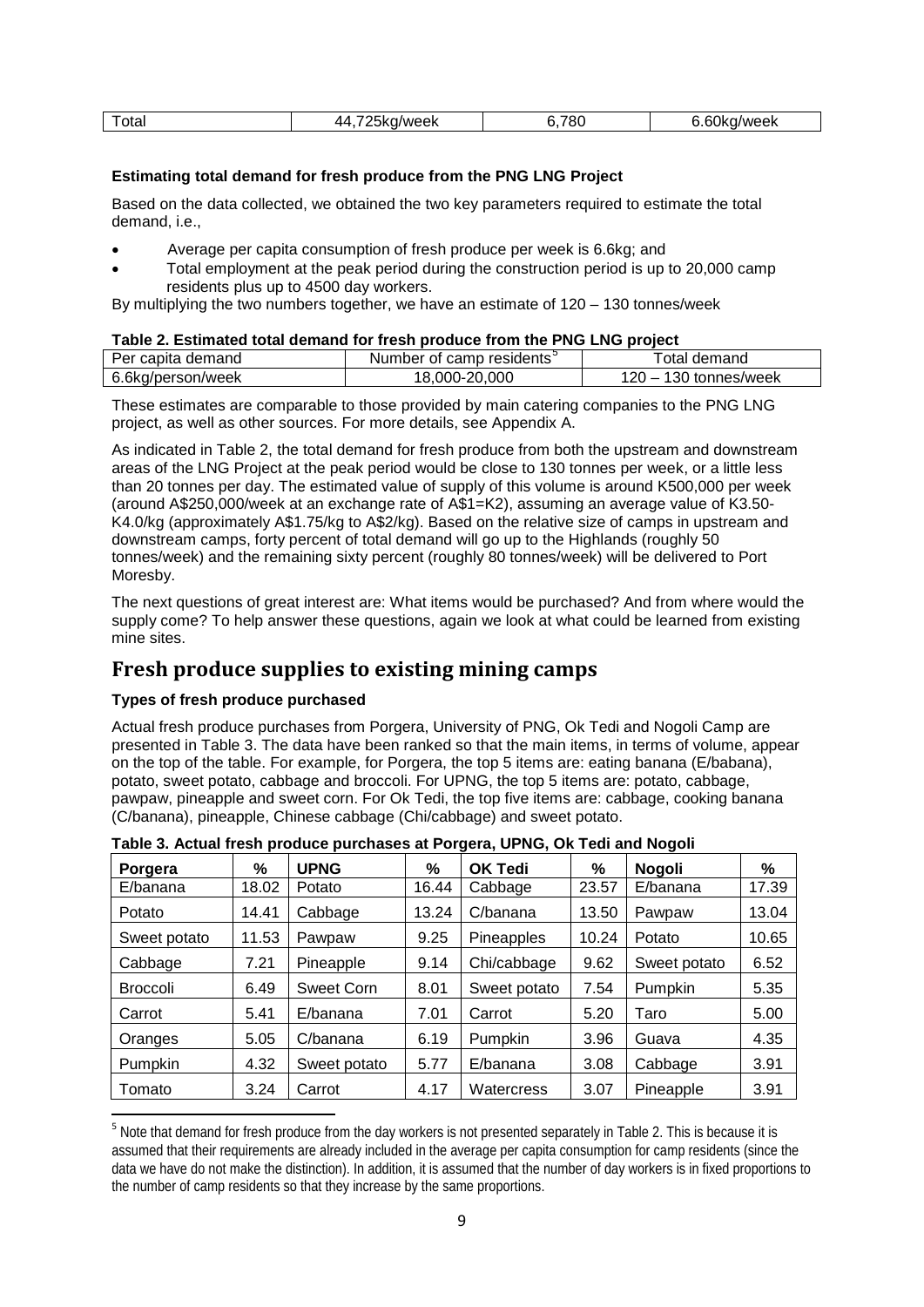| | | | |
|---|---|---|---|
| Total | 44,725kg/week | 6,780 | 6.60kg/week |

**Estimating total demand for fresh produce from the PNG LNG Project**

Based on the data collected, we obtained the two key parameters required to estimate the total demand, i.e.,

- Average per capita consumption of fresh produce per week is 6.6kg; and
- Total employment at the peak period during the construction period is up to 20,000 camp residents plus up to 4500 day workers.

By multiplying the two numbers together, we have an estimate of 120 – 130 tonnes/week

**Table 2. Estimated total demand for fresh produce from the PNG LNG project**

| Per capita demand | Number of camp residents[5] | Total demand |
|---|---|---|
| 6.6kg/person/week | 18,000-20,000 | 120 – 130 tonnes/week |

These estimates are comparable to those provided by main catering companies to the PNG LNG project, as well as other sources. For more details, see Appendix A.

As indicated in Table 2, the total demand for fresh produce from both the upstream and downstream areas of the LNG Project at the peak period would be close to 130 tonnes per week, or a little less than 20 tonnes per day. The estimated value of supply of this volume is around K500,000 per week (around A$250,000/week at an exchange rate of A$1=K2), assuming an average value of K3.50-K4.0/kg (approximately A$1.75/kg to A$2/kg). Based on the relative size of camps in upstream and downstream camps, forty percent of total demand will go up to the Highlands (roughly 50 tonnes/week) and the remaining sixty percent (roughly 80 tonnes/week) will be delivered to Port Moresby.

The next questions of great interest are: What items would be purchased? And from where would the supply come? To help answer these questions, again we look at what could be learned from existing mine sites.

## Fresh produce supplies to existing mining camps

**Types of fresh produce purchased**

Actual fresh produce purchases from Porgera, University of PNG, Ok Tedi and Nogoli Camp are presented in Table 3. The data have been ranked so that the main items, in terms of volume, appear on the top of the table. For example, for Porgera, the top 5 items are: eating banana (E/babana), potato, sweet potato, cabbage and broccoli. For UPNG, the top 5 items are: potato, cabbage, pawpaw, pineapple and sweet corn. For Ok Tedi, the top five items are: cabbage, cooking banana (C/banana), pineapple, Chinese cabbage (Chi/cabbage) and sweet potato.

**Table 3. Actual fresh produce purchases at Porgera, UPNG, Ok Tedi and Nogoli**

| Porgera | % | UPNG | % | OK Tedi | % | Nogoli | % |
|---|---|---|---|---|---|---|---|
| E/banana | 18.02 | Potato | 16.44 | Cabbage | 23.57 | E/banana | 17.39 |
| Potato | 14.41 | Cabbage | 13.24 | C/banana | 13.50 | Pawpaw | 13.04 |
| Sweet potato | 11.53 | Pawpaw | 9.25 | Pineapples | 10.24 | Potato | 10.65 |
| Cabbage | 7.21 | Pineapple | 9.14 | Chi/cabbage | 9.62 | Sweet potato | 6.52 |
| Broccoli | 6.49 | Sweet Corn | 8.01 | Sweet potato | 7.54 | Pumpkin | 5.35 |
| Carrot | 5.41 | E/banana | 7.01 | Carrot | 5.20 | Taro | 5.00 |
| Oranges | 5.05 | C/banana | 6.19 | Pumpkin | 3.96 | Guava | 4.35 |
| Pumpkin | 4.32 | Sweet potato | 5.77 | E/banana | 3.08 | Cabbage | 3.91 |
| Tomato | 3.24 | Carrot | 4.17 | Watercress | 3.07 | Pineapple | 3.91 |

[5] Note that demand for fresh produce from the day workers is not presented separately in Table 2. This is because it is assumed that their requirements are already included in the average per capita consumption for camp residents (since the data we have do not make the distinction). In addition, it is assumed that the number of day workers is in fixed proportions to the number of camp residents so that they increase by the same proportions.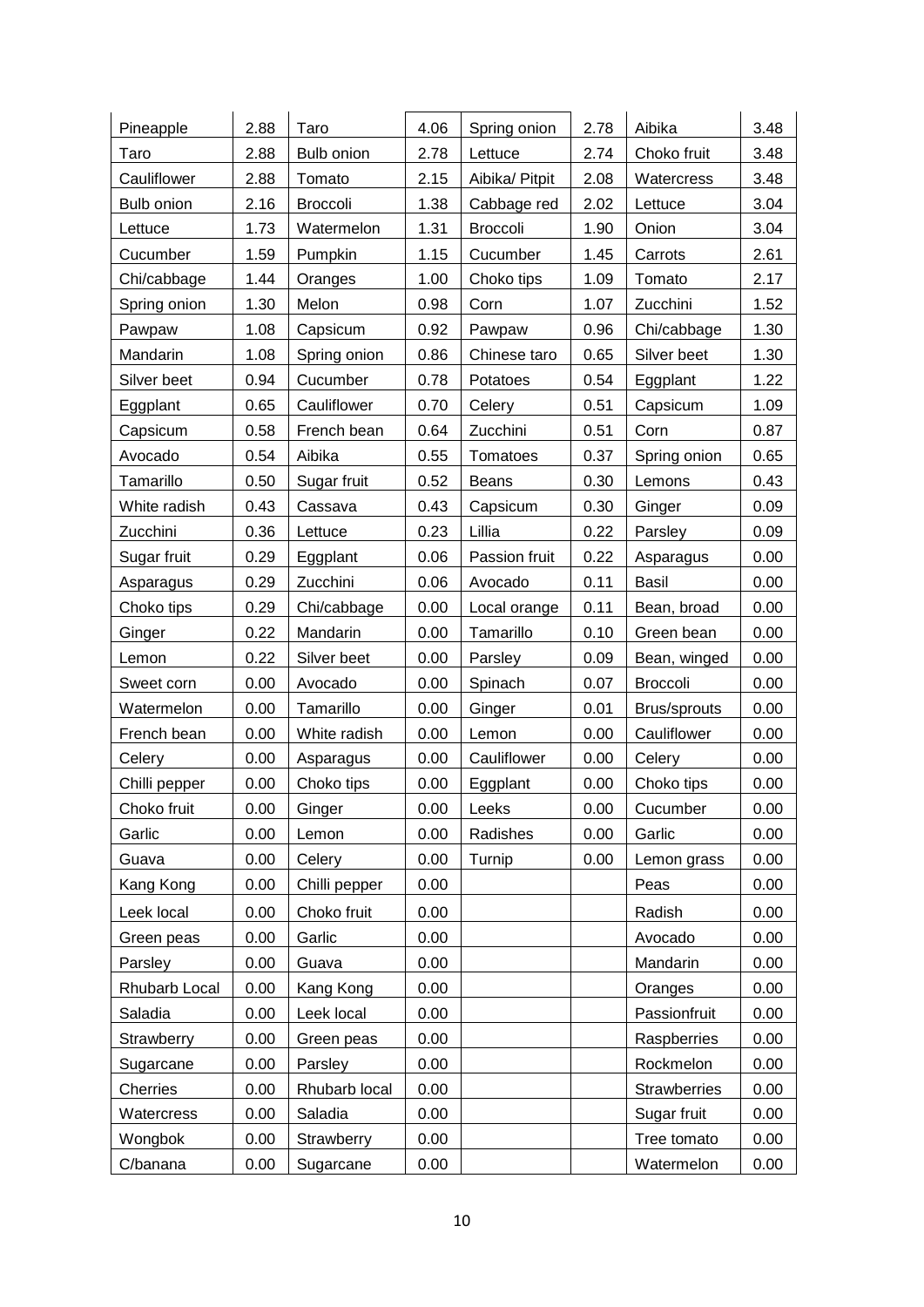| Pineapple | 2.88 | Taro | 4.06 | Spring onion | 2.78 | Aibika | 3.48 |
|---|---|---|---|---|---|---|---|
| Taro | 2.88 | Bulb onion | 2.78 | Lettuce | 2.74 | Choko fruit | 3.48 |
| Cauliflower | 2.88 | Tomato | 2.15 | Aibika/ Pitpit | 2.08 | Watercress | 3.48 |
| Bulb onion | 2.16 | Broccoli | 1.38 | Cabbage red | 2.02 | Lettuce | 3.04 |
| Lettuce | 1.73 | Watermelon | 1.31 | Broccoli | 1.90 | Onion | 3.04 |
| Cucumber | 1.59 | Pumpkin | 1.15 | Cucumber | 1.45 | Carrots | 2.61 |
| Chi/cabbage | 1.44 | Oranges | 1.00 | Choko tips | 1.09 | Tomato | 2.17 |
| Spring onion | 1.30 | Melon | 0.98 | Corn | 1.07 | Zucchini | 1.52 |
| Pawpaw | 1.08 | Capsicum | 0.92 | Pawpaw | 0.96 | Chi/cabbage | 1.30 |
| Mandarin | 1.08 | Spring onion | 0.86 | Chinese taro | 0.65 | Silver beet | 1.30 |
| Silver beet | 0.94 | Cucumber | 0.78 | Potatoes | 0.54 | Eggplant | 1.22 |
| Eggplant | 0.65 | Cauliflower | 0.70 | Celery | 0.51 | Capsicum | 1.09 |
| Capsicum | 0.58 | French bean | 0.64 | Zucchini | 0.51 | Corn | 0.87 |
| Avocado | 0.54 | Aibika | 0.55 | Tomatoes | 0.37 | Spring onion | 0.65 |
| Tamarillo | 0.50 | Sugar fruit | 0.52 | Beans | 0.30 | Lemons | 0.43 |
| White radish | 0.43 | Cassava | 0.43 | Capsicum | 0.30 | Ginger | 0.09 |
| Zucchini | 0.36 | Lettuce | 0.23 | Lillia | 0.22 | Parsley | 0.09 |
| Sugar fruit | 0.29 | Eggplant | 0.06 | Passion fruit | 0.22 | Asparagus | 0.00 |
| Asparagus | 0.29 | Zucchini | 0.06 | Avocado | 0.11 | Basil | 0.00 |
| Choko tips | 0.29 | Chi/cabbage | 0.00 | Local orange | 0.11 | Bean, broad | 0.00 |
| Ginger | 0.22 | Mandarin | 0.00 | Tamarillo | 0.10 | Green bean | 0.00 |
| Lemon | 0.22 | Silver beet | 0.00 | Parsley | 0.09 | Bean, winged | 0.00 |
| Sweet corn | 0.00 | Avocado | 0.00 | Spinach | 0.07 | Broccoli | 0.00 |
| Watermelon | 0.00 | Tamarillo | 0.00 | Ginger | 0.01 | Brus/sprouts | 0.00 |
| French bean | 0.00 | White radish | 0.00 | Lemon | 0.00 | Cauliflower | 0.00 |
| Celery | 0.00 | Asparagus | 0.00 | Cauliflower | 0.00 | Celery | 0.00 |
| Chilli pepper | 0.00 | Choko tips | 0.00 | Eggplant | 0.00 | Choko tips | 0.00 |
| Choko fruit | 0.00 | Ginger | 0.00 | Leeks | 0.00 | Cucumber | 0.00 |
| Garlic | 0.00 | Lemon | 0.00 | Radishes | 0.00 | Garlic | 0.00 |
| Guava | 0.00 | Celery | 0.00 | Turnip | 0.00 | Lemon grass | 0.00 |
| Kang Kong | 0.00 | Chilli pepper | 0.00 | | | Peas | 0.00 |
| Leek local | 0.00 | Choko fruit | 0.00 | | | Radish | 0.00 |
| Green peas | 0.00 | Garlic | 0.00 | | | Avocado | 0.00 |
| Parsley | 0.00 | Guava | 0.00 | | | Mandarin | 0.00 |
| Rhubarb Local | 0.00 | Kang Kong | 0.00 | | | Oranges | 0.00 |
| Saladia | 0.00 | Leek local | 0.00 | | | Passionfruit | 0.00 |
| Strawberry | 0.00 | Green peas | 0.00 | | | Raspberries | 0.00 |
| Sugarcane | 0.00 | Parsley | 0.00 | | | Rockmelon | 0.00 |
| Cherries | 0.00 | Rhubarb local | 0.00 | | | Strawberries | 0.00 |
| Watercress | 0.00 | Saladia | 0.00 | | | Sugar fruit | 0.00 |
| Wongbok | 0.00 | Strawberry | 0.00 | | | Tree tomato | 0.00 |
| C/banana | 0.00 | Sugarcane | 0.00 | | | Watermelon | 0.00 |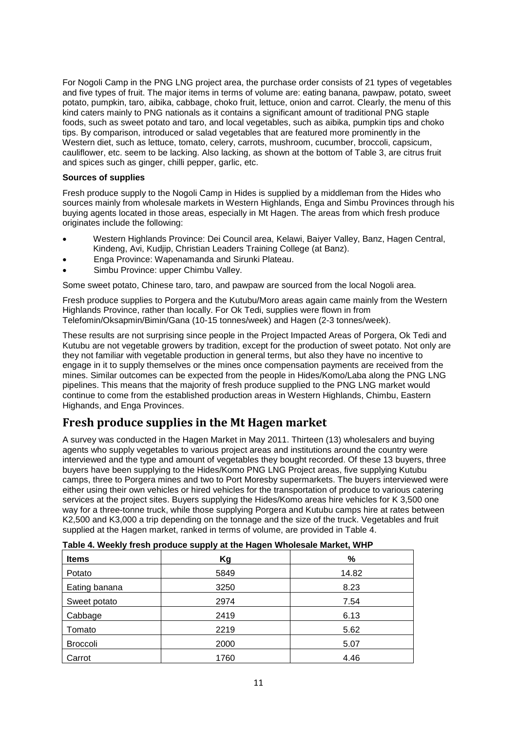For Nogoli Camp in the PNG LNG project area, the purchase order consists of 21 types of vegetables and five types of fruit. The major items in terms of volume are: eating banana, pawpaw, potato, sweet potato, pumpkin, taro, aibika, cabbage, choko fruit, lettuce, onion and carrot. Clearly, the menu of this kind caters mainly to PNG nationals as it contains a significant amount of traditional PNG staple foods, such as sweet potato and taro, and local vegetables, such as aibika, pumpkin tips and choko tips. By comparison, introduced or salad vegetables that are featured more prominently in the Western diet, such as lettuce, tomato, celery, carrots, mushroom, cucumber, broccoli, capsicum, cauliflower, etc. seem to be lacking. Also lacking, as shown at the bottom of Table 3, are citrus fruit and spices such as ginger, chilli pepper, garlic, etc.

**Sources of supplies**

Fresh produce supply to the Nogoli Camp in Hides is supplied by a middleman from the Hides who sources mainly from wholesale markets in Western Highlands, Enga and Simbu Provinces through his buying agents located in those areas, especially in Mt Hagen. The areas from which fresh produce originates include the following:

- Western Highlands Province: Dei Council area, Kelawi, Baiyer Valley, Banz, Hagen Central, Kindeng, Avi, Kudjip, Christian Leaders Training College (at Banz).
- Enga Province: Wapenamanda and Sirunki Plateau.
- Simbu Province: upper Chimbu Valley.

Some sweet potato, Chinese taro, taro, and pawpaw are sourced from the local Nogoli area.

Fresh produce supplies to Porgera and the Kutubu/Moro areas again came mainly from the Western Highlands Province, rather than locally. For Ok Tedi, supplies were flown in from Telefomin/Oksapmin/Bimin/Gana (10-15 tonnes/week) and Hagen (2-3 tonnes/week).

These results are not surprising since people in the Project Impacted Areas of Porgera, Ok Tedi and Kutubu are not vegetable growers by tradition, except for the production of sweet potato. Not only are they not familiar with vegetable production in general terms, but also they have no incentive to engage in it to supply themselves or the mines once compensation payments are received from the mines. Similar outcomes can be expected from the people in Hides/Komo/Laba along the PNG LNG pipelines. This means that the majority of fresh produce supplied to the PNG LNG market would continue to come from the established production areas in Western Highlands, Chimbu, Eastern Highands, and Enga Provinces.

## Fresh produce supplies in the Mt Hagen market

A survey was conducted in the Hagen Market in May 2011. Thirteen (13) wholesalers and buying agents who supply vegetables to various project areas and institutions around the country were interviewed and the type and amount of vegetables they bought recorded. Of these 13 buyers, three buyers have been supplying to the Hides/Komo PNG LNG Project areas, five supplying Kutubu camps, three to Porgera mines and two to Port Moresby supermarkets. The buyers interviewed were either using their own vehicles or hired vehicles for the transportation of produce to various catering services at the project sites. Buyers supplying the Hides/Komo areas hire vehicles for K 3,500 one way for a three-tonne truck, while those supplying Porgera and Kutubu camps hire at rates between K2,500 and K3,000 a trip depending on the tonnage and the size of the truck. Vegetables and fruit supplied at the Hagen market, ranked in terms of volume, are provided in Table 4.

**Table 4. Weekly fresh produce supply at the Hagen Wholesale Market, WHP**

| Items | Kg | % |
|---|---|---|
| Potato | 5849 | 14.82 |
| Eating banana | 3250 | 8.23 |
| Sweet potato | 2974 | 7.54 |
| Cabbage | 2419 | 6.13 |
| Tomato | 2219 | 5.62 |
| Broccoli | 2000 | 5.07 |
| Carrot | 1760 | 4.46 |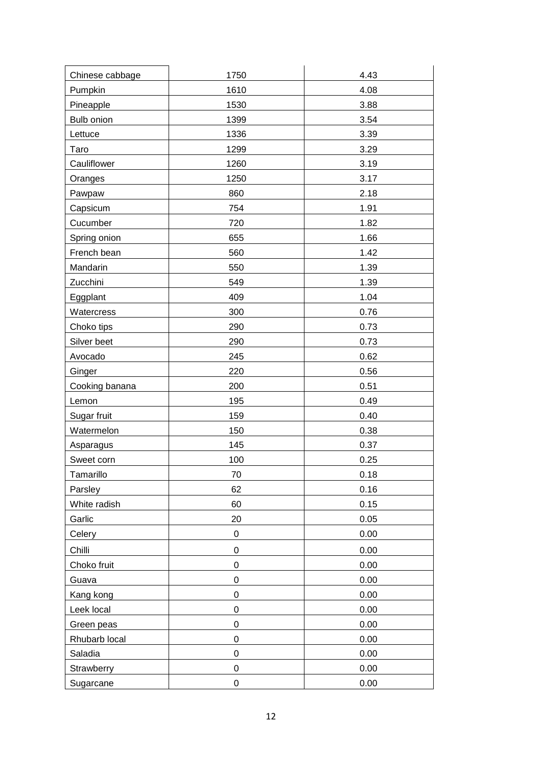| | | |
|---|---|---|
| Chinese cabbage | 1750 | 4.43 |
| Pumpkin | 1610 | 4.08 |
| Pineapple | 1530 | 3.88 |
| Bulb onion | 1399 | 3.54 |
| Lettuce | 1336 | 3.39 |
| Taro | 1299 | 3.29 |
| Cauliflower | 1260 | 3.19 |
| Oranges | 1250 | 3.17 |
| Pawpaw | 860 | 2.18 |
| Capsicum | 754 | 1.91 |
| Cucumber | 720 | 1.82 |
| Spring onion | 655 | 1.66 |
| French bean | 560 | 1.42 |
| Mandarin | 550 | 1.39 |
| Zucchini | 549 | 1.39 |
| Eggplant | 409 | 1.04 |
| Watercress | 300 | 0.76 |
| Choko tips | 290 | 0.73 |
| Silver beet | 290 | 0.73 |
| Avocado | 245 | 0.62 |
| Ginger | 220 | 0.56 |
| Cooking banana | 200 | 0.51 |
| Lemon | 195 | 0.49 |
| Sugar fruit | 159 | 0.40 |
| Watermelon | 150 | 0.38 |
| Asparagus | 145 | 0.37 |
| Sweet corn | 100 | 0.25 |
| Tamarillo | 70 | 0.18 |
| Parsley | 62 | 0.16 |
| White radish | 60 | 0.15 |
| Garlic | 20 | 0.05 |
| Celery | 0 | 0.00 |
| Chilli | 0 | 0.00 |
| Choko fruit | 0 | 0.00 |
| Guava | 0 | 0.00 |
| Kang kong | 0 | 0.00 |
| Leek local | 0 | 0.00 |
| Green peas | 0 | 0.00 |
| Rhubarb local | 0 | 0.00 |
| Saladia | 0 | 0.00 |
| Strawberry | 0 | 0.00 |
| Sugarcane | 0 | 0.00 |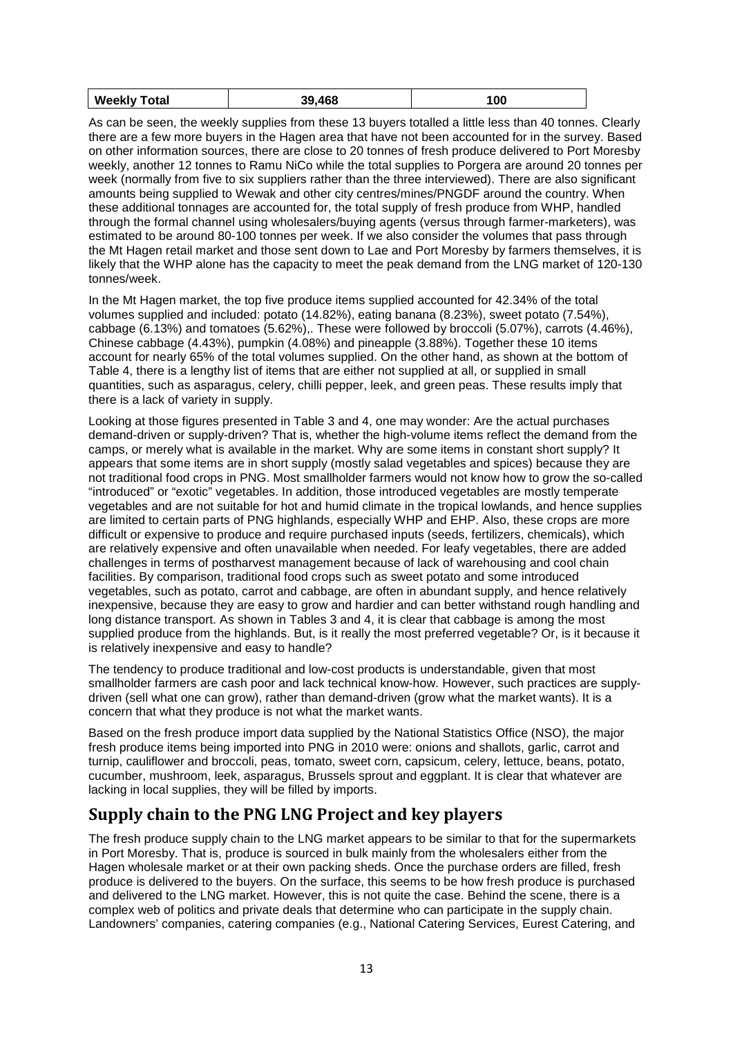| | | |
|---|---|---|
| **Weekly Total** | **39,468** | **100** |

As can be seen, the weekly supplies from these 13 buyers totalled a little less than 40 tonnes. Clearly there are a few more buyers in the Hagen area that have not been accounted for in the survey. Based on other information sources, there are close to 20 tonnes of fresh produce delivered to Port Moresby weekly, another 12 tonnes to Ramu NiCo while the total supplies to Porgera are around 20 tonnes per week (normally from five to six suppliers rather than the three interviewed). There are also significant amounts being supplied to Wewak and other city centres/mines/PNGDF around the country. When these additional tonnages are accounted for, the total supply of fresh produce from WHP, handled through the formal channel using wholesalers/buying agents (versus through farmer-marketers), was estimated to be around 80-100 tonnes per week. If we also consider the volumes that pass through the Mt Hagen retail market and those sent down to Lae and Port Moresby by farmers themselves, it is likely that the WHP alone has the capacity to meet the peak demand from the LNG market of 120-130 tonnes/week.

In the Mt Hagen market, the top five produce items supplied accounted for 42.34% of the total volumes supplied and included: potato (14.82%), eating banana (8.23%), sweet potato (7.54%), cabbage (6.13%) and tomatoes (5.62%),. These were followed by broccoli (5.07%), carrots (4.46%), Chinese cabbage (4.43%), pumpkin (4.08%) and pineapple (3.88%). Together these 10 items account for nearly 65% of the total volumes supplied. On the other hand, as shown at the bottom of Table 4, there is a lengthy list of items that are either not supplied at all, or supplied in small quantities, such as asparagus, celery, chilli pepper, leek, and green peas. These results imply that there is a lack of variety in supply.

Looking at those figures presented in Table 3 and 4, one may wonder: Are the actual purchases demand-driven or supply-driven? That is, whether the high-volume items reflect the demand from the camps, or merely what is available in the market. Why are some items in constant short supply? It appears that some items are in short supply (mostly salad vegetables and spices) because they are not traditional food crops in PNG. Most smallholder farmers would not know how to grow the so-called "introduced" or "exotic" vegetables. In addition, those introduced vegetables are mostly temperate vegetables and are not suitable for hot and humid climate in the tropical lowlands, and hence supplies are limited to certain parts of PNG highlands, especially WHP and EHP. Also, these crops are more difficult or expensive to produce and require purchased inputs (seeds, fertilizers, chemicals), which are relatively expensive and often unavailable when needed. For leafy vegetables, there are added challenges in terms of postharvest management because of lack of warehousing and cool chain facilities. By comparison, traditional food crops such as sweet potato and some introduced vegetables, such as potato, carrot and cabbage, are often in abundant supply, and hence relatively inexpensive, because they are easy to grow and hardier and can better withstand rough handling and long distance transport. As shown in Tables 3 and 4, it is clear that cabbage is among the most supplied produce from the highlands. But, is it really the most preferred vegetable? Or, is it because it is relatively inexpensive and easy to handle?

The tendency to produce traditional and low-cost products is understandable, given that most smallholder farmers are cash poor and lack technical know-how. However, such practices are supply-driven (sell what one can grow), rather than demand-driven (grow what the market wants). It is a concern that what they produce is not what the market wants.

Based on the fresh produce import data supplied by the National Statistics Office (NSO), the major fresh produce items being imported into PNG in 2010 were: onions and shallots, garlic, carrot and turnip, cauliflower and broccoli, peas, tomato, sweet corn, capsicum, celery, lettuce, beans, potato, cucumber, mushroom, leek, asparagus, Brussels sprout and eggplant. It is clear that whatever are lacking in local supplies, they will be filled by imports.

## Supply chain to the PNG LNG Project and key players

The fresh produce supply chain to the LNG market appears to be similar to that for the supermarkets in Port Moresby. That is, produce is sourced in bulk mainly from the wholesalers either from the Hagen wholesale market or at their own packing sheds. Once the purchase orders are filled, fresh produce is delivered to the buyers. On the surface, this seems to be how fresh produce is purchased and delivered to the LNG market. However, this is not quite the case. Behind the scene, there is a complex web of politics and private deals that determine who can participate in the supply chain. Landowners' companies, catering companies (e.g., National Catering Services, Eurest Catering, and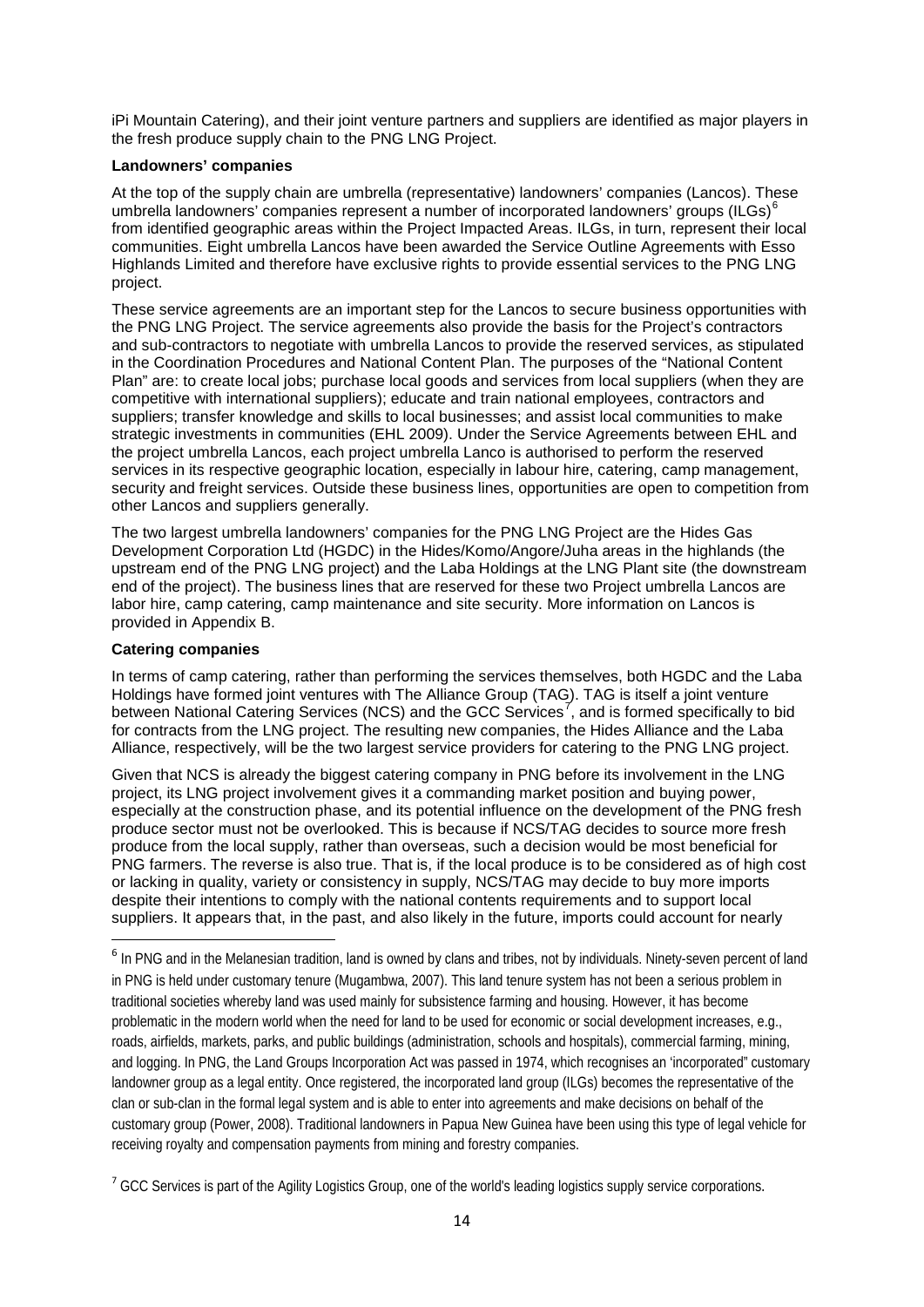iPi Mountain Catering), and their joint venture partners and suppliers are identified as major players in the fresh produce supply chain to the PNG LNG Project.

**Landowners' companies**

At the top of the supply chain are umbrella (representative) landowners' companies (Lancos). These umbrella landowners' companies represent a number of incorporated landowners' groups (ILGs)[6] from identified geographic areas within the Project Impacted Areas. ILGs, in turn, represent their local communities. Eight umbrella Lancos have been awarded the Service Outline Agreements with Esso Highlands Limited and therefore have exclusive rights to provide essential services to the PNG LNG project.

These service agreements are an important step for the Lancos to secure business opportunities with the PNG LNG Project. The service agreements also provide the basis for the Project's contractors and sub-contractors to negotiate with umbrella Lancos to provide the reserved services, as stipulated in the Coordination Procedures and National Content Plan. The purposes of the "National Content Plan" are: to create local jobs; purchase local goods and services from local suppliers (when they are competitive with international suppliers); educate and train national employees, contractors and suppliers; transfer knowledge and skills to local businesses; and assist local communities to make strategic investments in communities (EHL 2009). Under the Service Agreements between EHL and the project umbrella Lancos, each project umbrella Lanco is authorised to perform the reserved services in its respective geographic location, especially in labour hire, catering, camp management, security and freight services. Outside these business lines, opportunities are open to competition from other Lancos and suppliers generally.

The two largest umbrella landowners' companies for the PNG LNG Project are the Hides Gas Development Corporation Ltd (HGDC) in the Hides/Komo/Angore/Juha areas in the highlands (the upstream end of the PNG LNG project) and the Laba Holdings at the LNG Plant site (the downstream end of the project). The business lines that are reserved for these two Project umbrella Lancos are labor hire, camp catering, camp maintenance and site security. More information on Lancos is provided in Appendix B.

**Catering companies**

In terms of camp catering, rather than performing the services themselves, both HGDC and the Laba Holdings have formed joint ventures with The Alliance Group (TAG). TAG is itself a joint venture between National Catering Services (NCS) and the GCC Services[7], and is formed specifically to bid for contracts from the LNG project. The resulting new companies, the Hides Alliance and the Laba Alliance, respectively, will be the two largest service providers for catering to the PNG LNG project.

Given that NCS is already the biggest catering company in PNG before its involvement in the LNG project, its LNG project involvement gives it a commanding market position and buying power, especially at the construction phase, and its potential influence on the development of the PNG fresh produce sector must not be overlooked. This is because if NCS/TAG decides to source more fresh produce from the local supply, rather than overseas, such a decision would be most beneficial for PNG farmers. The reverse is also true. That is, if the local produce is to be considered as of high cost or lacking in quality, variety or consistency in supply, NCS/TAG may decide to buy more imports despite their intentions to comply with the national contents requirements and to support local suppliers. It appears that, in the past, and also likely in the future, imports could account for nearly

---

[6] In PNG and in the Melanesian tradition, land is owned by clans and tribes, not by individuals. Ninety-seven percent of land in PNG is held under customary tenure (Mugambwa, 2007). This land tenure system has not been a serious problem in traditional societies whereby land was used mainly for subsistence farming and housing. However, it has become problematic in the modern world when the need for land to be used for economic or social development increases, e.g., roads, airfields, markets, parks, and public buildings (administration, schools and hospitals), commercial farming, mining, and logging. In PNG, the Land Groups Incorporation Act was passed in 1974, which recognises an 'incorporated" customary landowner group as a legal entity. Once registered, the incorporated land group (ILGs) becomes the representative of the clan or sub-clan in the formal legal system and is able to enter into agreements and make decisions on behalf of the customary group (Power, 2008). Traditional landowners in Papua New Guinea have been using this type of legal vehicle for receiving royalty and compensation payments from mining and forestry companies.

[7] GCC Services is part of the Agility Logistics Group, one of the world's leading logistics supply service corporations.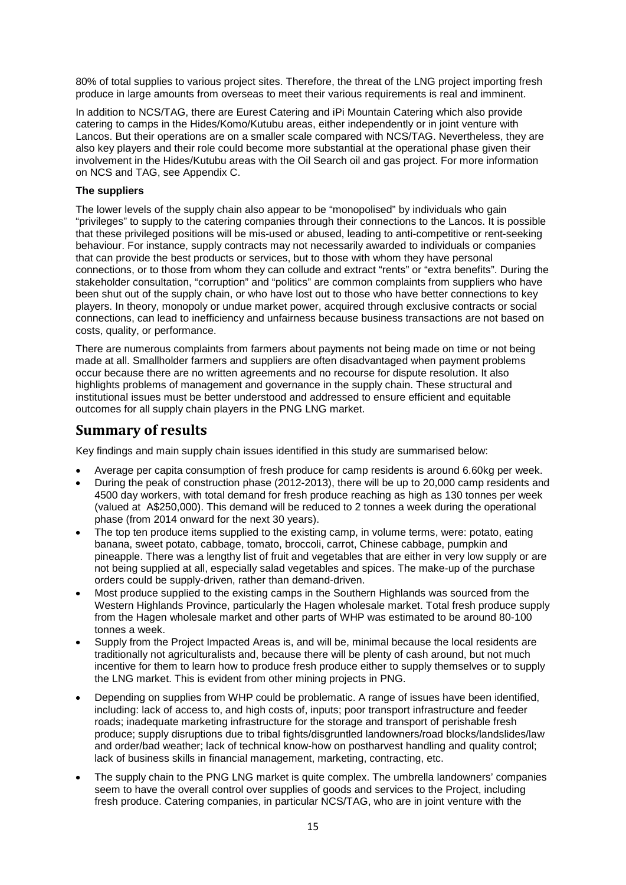80% of total supplies to various project sites. Therefore, the threat of the LNG project importing fresh produce in large amounts from overseas to meet their various requirements is real and imminent.

In addition to NCS/TAG, there are Eurest Catering and iPi Mountain Catering which also provide catering to camps in the Hides/Komo/Kutubu areas, either independently or in joint venture with Lancos. But their operations are on a smaller scale compared with NCS/TAG. Nevertheless, they are also key players and their role could become more substantial at the operational phase given their involvement in the Hides/Kutubu areas with the Oil Search oil and gas project. For more information on NCS and TAG, see Appendix C.

**The suppliers**

The lower levels of the supply chain also appear to be "monopolised" by individuals who gain "privileges" to supply to the catering companies through their connections to the Lancos. It is possible that these privileged positions will be mis-used or abused, leading to anti-competitive or rent-seeking behaviour. For instance, supply contracts may not necessarily awarded to individuals or companies that can provide the best products or services, but to those with whom they have personal connections, or to those from whom they can collude and extract "rents" or "extra benefits". During the stakeholder consultation, "corruption" and "politics" are common complaints from suppliers who have been shut out of the supply chain, or who have lost out to those who have better connections to key players. In theory, monopoly or undue market power, acquired through exclusive contracts or social connections, can lead to inefficiency and unfairness because business transactions are not based on costs, quality, or performance.

There are numerous complaints from farmers about payments not being made on time or not being made at all. Smallholder farmers and suppliers are often disadvantaged when payment problems occur because there are no written agreements and no recourse for dispute resolution. It also highlights problems of management and governance in the supply chain. These structural and institutional issues must be better understood and addressed to ensure efficient and equitable outcomes for all supply chain players in the PNG LNG market.

## Summary of results

Key findings and main supply chain issues identified in this study are summarised below:

- Average per capita consumption of fresh produce for camp residents is around 6.60kg per week.
- During the peak of construction phase (2012-2013), there will be up to 20,000 camp residents and 4500 day workers, with total demand for fresh produce reaching as high as 130 tonnes per week (valued at A$250,000). This demand will be reduced to 2 tonnes a week during the operational phase (from 2014 onward for the next 30 years).
- The top ten produce items supplied to the existing camp, in volume terms, were: potato, eating banana, sweet potato, cabbage, tomato, broccoli, carrot, Chinese cabbage, pumpkin and pineapple. There was a lengthy list of fruit and vegetables that are either in very low supply or are not being supplied at all, especially salad vegetables and spices. The make-up of the purchase orders could be supply-driven, rather than demand-driven.
- Most produce supplied to the existing camps in the Southern Highlands was sourced from the Western Highlands Province, particularly the Hagen wholesale market. Total fresh produce supply from the Hagen wholesale market and other parts of WHP was estimated to be around 80-100 tonnes a week.
- Supply from the Project Impacted Areas is, and will be, minimal because the local residents are traditionally not agriculturalists and, because there will be plenty of cash around, but not much incentive for them to learn how to produce fresh produce either to supply themselves or to supply the LNG market. This is evident from other mining projects in PNG.
- Depending on supplies from WHP could be problematic. A range of issues have been identified, including: lack of access to, and high costs of, inputs; poor transport infrastructure and feeder roads; inadequate marketing infrastructure for the storage and transport of perishable fresh produce; supply disruptions due to tribal fights/disgruntled landowners/road blocks/landslides/law and order/bad weather; lack of technical know-how on postharvest handling and quality control; lack of business skills in financial management, marketing, contracting, etc.
- The supply chain to the PNG LNG market is quite complex. The umbrella landowners' companies seem to have the overall control over supplies of goods and services to the Project, including fresh produce. Catering companies, in particular NCS/TAG, who are in joint venture with the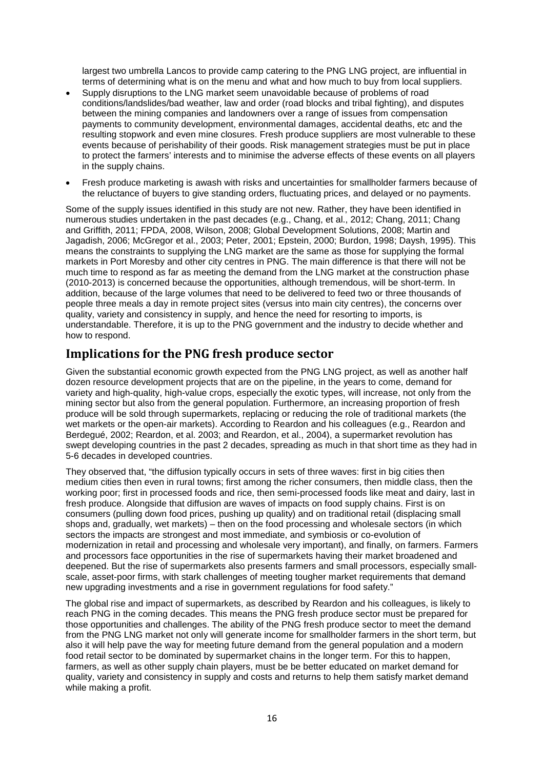largest two umbrella Lancos to provide camp catering to the PNG LNG project, are influential in terms of determining what is on the menu and what and how much to buy from local suppliers.

- Supply disruptions to the LNG market seem unavoidable because of problems of road conditions/landslides/bad weather, law and order (road blocks and tribal fighting), and disputes between the mining companies and landowners over a range of issues from compensation payments to community development, environmental damages, accidental deaths, etc and the resulting stopwork and even mine closures. Fresh produce suppliers are most vulnerable to these events because of perishability of their goods. Risk management strategies must be put in place to protect the farmers' interests and to minimise the adverse effects of these events on all players in the supply chains.
- Fresh produce marketing is awash with risks and uncertainties for smallholder farmers because of the reluctance of buyers to give standing orders, fluctuating prices, and delayed or no payments.

Some of the supply issues identified in this study are not new. Rather, they have been identified in numerous studies undertaken in the past decades (e.g., Chang, et al., 2012; Chang, 2011; Chang and Griffith, 2011; FPDA, 2008, Wilson, 2008; Global Development Solutions, 2008; Martin and Jagadish, 2006; McGregor et al., 2003; Peter, 2001; Epstein, 2000; Burdon, 1998; Daysh, 1995). This means the constraints to supplying the LNG market are the same as those for supplying the formal markets in Port Moresby and other city centres in PNG. The main difference is that there will not be much time to respond as far as meeting the demand from the LNG market at the construction phase (2010-2013) is concerned because the opportunities, although tremendous, will be short-term. In addition, because of the large volumes that need to be delivered to feed two or three thousands of people three meals a day in remote project sites (versus into main city centres), the concerns over quality, variety and consistency in supply, and hence the need for resorting to imports, is understandable. Therefore, it is up to the PNG government and the industry to decide whether and how to respond.

## Implications for the PNG fresh produce sector

Given the substantial economic growth expected from the PNG LNG project, as well as another half dozen resource development projects that are on the pipeline, in the years to come, demand for variety and high-quality, high-value crops, especially the exotic types, will increase, not only from the mining sector but also from the general population. Furthermore, an increasing proportion of fresh produce will be sold through supermarkets, replacing or reducing the role of traditional markets (the wet markets or the open-air markets). According to Reardon and his colleagues (e.g., Reardon and Berdegué, 2002; Reardon, et al. 2003; and Reardon, et al., 2004), a supermarket revolution has swept developing countries in the past 2 decades, spreading as much in that short time as they had in 5-6 decades in developed countries.

They observed that, "the diffusion typically occurs in sets of three waves: first in big cities then medium cities then even in rural towns; first among the richer consumers, then middle class, then the working poor; first in processed foods and rice, then semi-processed foods like meat and dairy, last in fresh produce. Alongside that diffusion are waves of impacts on food supply chains. First is on consumers (pulling down food prices, pushing up quality) and on traditional retail (displacing small shops and, gradually, wet markets) – then on the food processing and wholesale sectors (in which sectors the impacts are strongest and most immediate, and symbiosis or co-evolution of modernization in retail and processing and wholesale very important), and finally, on farmers. Farmers and processors face opportunities in the rise of supermarkets having their market broadened and deepened. But the rise of supermarkets also presents farmers and small processors, especially small-scale, asset-poor firms, with stark challenges of meeting tougher market requirements that demand new upgrading investments and a rise in government regulations for food safety."

The global rise and impact of supermarkets, as described by Reardon and his colleagues, is likely to reach PNG in the coming decades. This means the PNG fresh produce sector must be prepared for those opportunities and challenges. The ability of the PNG fresh produce sector to meet the demand from the PNG LNG market not only will generate income for smallholder farmers in the short term, but also it will help pave the way for meeting future demand from the general population and a modern food retail sector to be dominated by supermarket chains in the longer term. For this to happen, farmers, as well as other supply chain players, must be be better educated on market demand for quality, variety and consistency in supply and costs and returns to help them satisfy market demand while making a profit.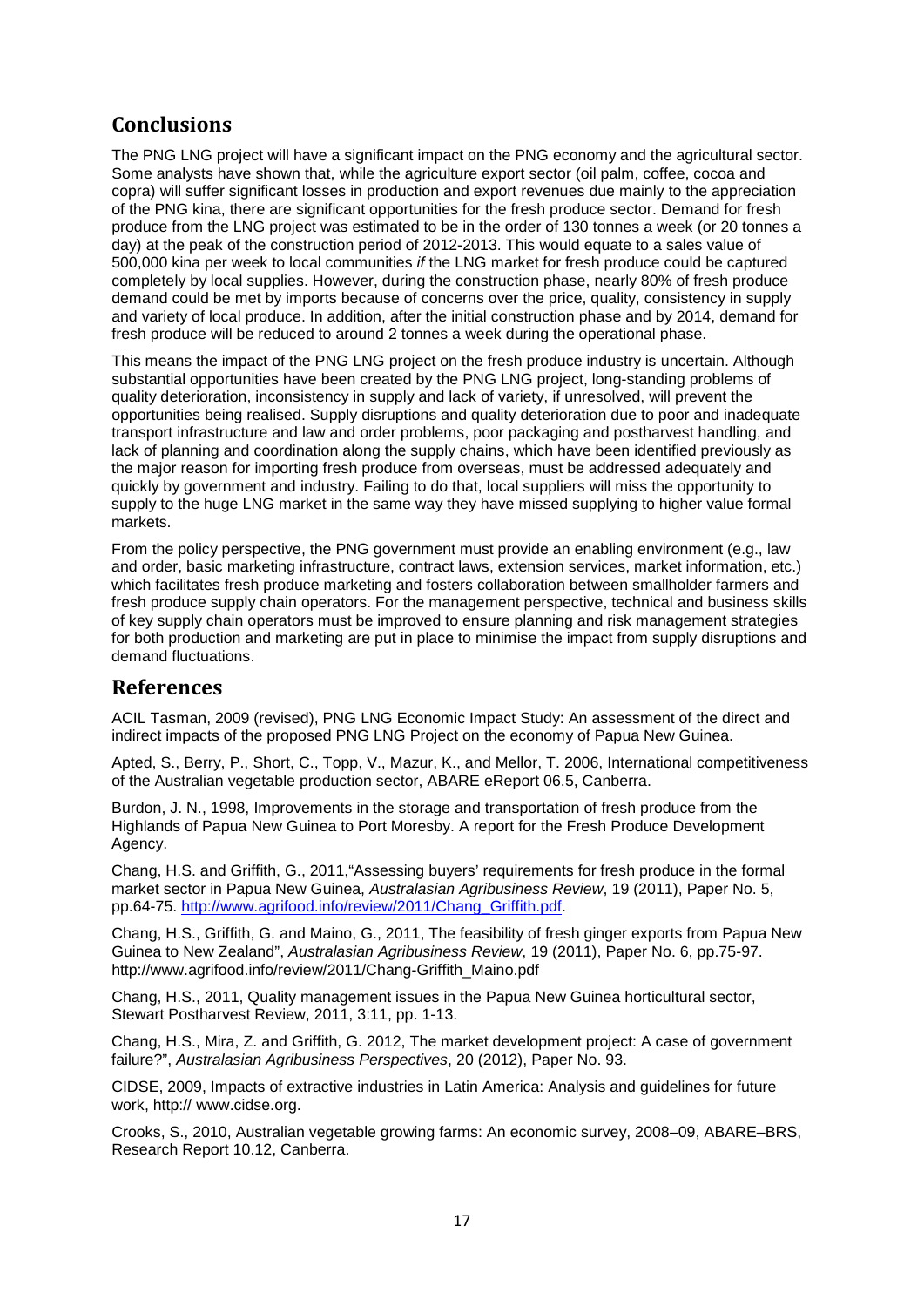## Conclusions

The PNG LNG project will have a significant impact on the PNG economy and the agricultural sector. Some analysts have shown that, while the agriculture export sector (oil palm, coffee, cocoa and copra) will suffer significant losses in production and export revenues due mainly to the appreciation of the PNG kina, there are significant opportunities for the fresh produce sector. Demand for fresh produce from the LNG project was estimated to be in the order of 130 tonnes a week (or 20 tonnes a day) at the peak of the construction period of 2012-2013. This would equate to a sales value of 500,000 kina per week to local communities *if* the LNG market for fresh produce could be captured completely by local supplies. However, during the construction phase, nearly 80% of fresh produce demand could be met by imports because of concerns over the price, quality, consistency in supply and variety of local produce. In addition, after the initial construction phase and by 2014, demand for fresh produce will be reduced to around 2 tonnes a week during the operational phase.

This means the impact of the PNG LNG project on the fresh produce industry is uncertain. Although substantial opportunities have been created by the PNG LNG project, long-standing problems of quality deterioration, inconsistency in supply and lack of variety, if unresolved, will prevent the opportunities being realised. Supply disruptions and quality deterioration due to poor and inadequate transport infrastructure and law and order problems, poor packaging and postharvest handling, and lack of planning and coordination along the supply chains, which have been identified previously as the major reason for importing fresh produce from overseas, must be addressed adequately and quickly by government and industry. Failing to do that, local suppliers will miss the opportunity to supply to the huge LNG market in the same way they have missed supplying to higher value formal markets.

From the policy perspective, the PNG government must provide an enabling environment (e.g., law and order, basic marketing infrastructure, contract laws, extension services, market information, etc.) which facilitates fresh produce marketing and fosters collaboration between smallholder farmers and fresh produce supply chain operators. For the management perspective, technical and business skills of key supply chain operators must be improved to ensure planning and risk management strategies for both production and marketing are put in place to minimise the impact from supply disruptions and demand fluctuations.

## References

ACIL Tasman, 2009 (revised), PNG LNG Economic Impact Study: An assessment of the direct and indirect impacts of the proposed PNG LNG Project on the economy of Papua New Guinea.

Apted, S., Berry, P., Short, C., Topp, V., Mazur, K., and Mellor, T. 2006, International competitiveness of the Australian vegetable production sector, ABARE eReport 06.5, Canberra.

Burdon, J. N., 1998, Improvements in the storage and transportation of fresh produce from the Highlands of Papua New Guinea to Port Moresby. A report for the Fresh Produce Development Agency.

Chang, H.S. and Griffith, G., 2011,"Assessing buyers' requirements for fresh produce in the formal market sector in Papua New Guinea, *Australasian Agribusiness Review*, 19 (2011), Paper No. 5, pp.64-75. http://www.agrifood.info/review/2011/Chang_Griffith.pdf.

Chang, H.S., Griffith, G. and Maino, G., 2011, The feasibility of fresh ginger exports from Papua New Guinea to New Zealand", *Australasian Agribusiness Review*, 19 (2011), Paper No. 6, pp.75-97. http://www.agrifood.info/review/2011/Chang-Griffith_Maino.pdf

Chang, H.S., 2011, Quality management issues in the Papua New Guinea horticultural sector, Stewart Postharvest Review, 2011, 3:11, pp. 1-13.

Chang, H.S., Mira, Z. and Griffith, G. 2012, The market development project: A case of government failure?", *Australasian Agribusiness Perspectives*, 20 (2012), Paper No. 93.

CIDSE, 2009, Impacts of extractive industries in Latin America: Analysis and guidelines for future work, http:// www.cidse.org.

Crooks, S., 2010, Australian vegetable growing farms: An economic survey, 2008–09, ABARE–BRS, Research Report 10.12, Canberra.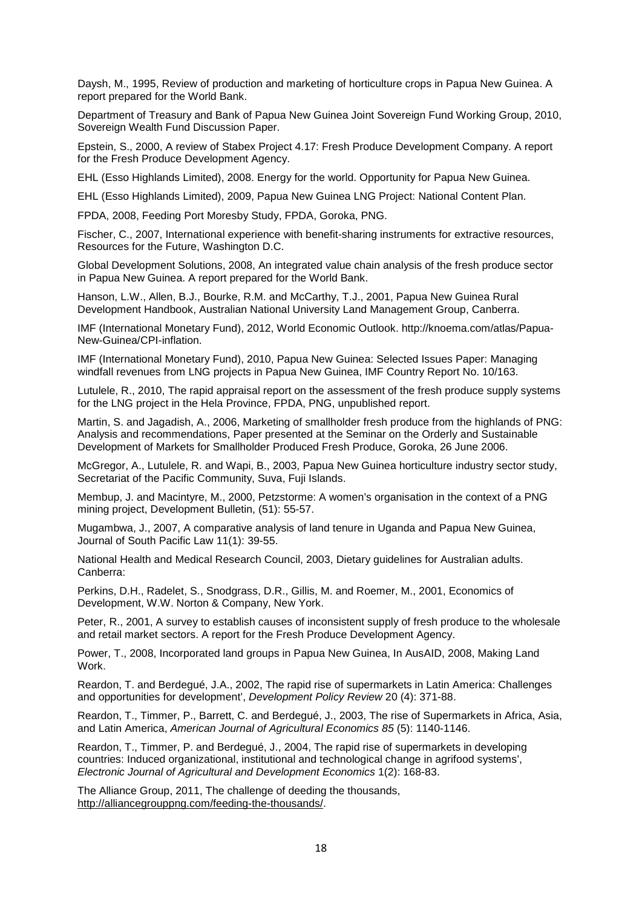Daysh, M., 1995, Review of production and marketing of horticulture crops in Papua New Guinea. A report prepared for the World Bank.

Department of Treasury and Bank of Papua New Guinea Joint Sovereign Fund Working Group, 2010, Sovereign Wealth Fund Discussion Paper.

Epstein, S., 2000, A review of Stabex Project 4.17: Fresh Produce Development Company. A report for the Fresh Produce Development Agency.

EHL (Esso Highlands Limited), 2008. Energy for the world. Opportunity for Papua New Guinea.

EHL (Esso Highlands Limited), 2009, Papua New Guinea LNG Project: National Content Plan.

FPDA, 2008, Feeding Port Moresby Study, FPDA, Goroka, PNG.

Fischer, C., 2007, International experience with benefit-sharing instruments for extractive resources, Resources for the Future, Washington D.C.

Global Development Solutions, 2008, An integrated value chain analysis of the fresh produce sector in Papua New Guinea. A report prepared for the World Bank.

Hanson, L.W., Allen, B.J., Bourke, R.M. and McCarthy, T.J., 2001, Papua New Guinea Rural Development Handbook, Australian National University Land Management Group, Canberra.

IMF (International Monetary Fund), 2012, World Economic Outlook. http://knoema.com/atlas/Papua-New-Guinea/CPI-inflation.

IMF (International Monetary Fund), 2010, Papua New Guinea: Selected Issues Paper: Managing windfall revenues from LNG projects in Papua New Guinea, IMF Country Report No. 10/163.

Lutulele, R., 2010, The rapid appraisal report on the assessment of the fresh produce supply systems for the LNG project in the Hela Province, FPDA, PNG, unpublished report.

Martin, S. and Jagadish, A., 2006, Marketing of smallholder fresh produce from the highlands of PNG: Analysis and recommendations, Paper presented at the Seminar on the Orderly and Sustainable Development of Markets for Smallholder Produced Fresh Produce, Goroka, 26 June 2006.

McGregor, A., Lutulele, R. and Wapi, B., 2003, Papua New Guinea horticulture industry sector study, Secretariat of the Pacific Community, Suva, Fuji Islands.

Membup, J. and Macintyre, M., 2000, Petzstorme: A women's organisation in the context of a PNG mining project, Development Bulletin, (51): 55-57.

Mugambwa, J., 2007, A comparative analysis of land tenure in Uganda and Papua New Guinea, Journal of South Pacific Law 11(1): 39-55.

National Health and Medical Research Council, 2003, Dietary guidelines for Australian adults. Canberra:

Perkins, D.H., Radelet, S., Snodgrass, D.R., Gillis, M. and Roemer, M., 2001, Economics of Development, W.W. Norton & Company, New York.

Peter, R., 2001, A survey to establish causes of inconsistent supply of fresh produce to the wholesale and retail market sectors. A report for the Fresh Produce Development Agency.

Power, T., 2008, Incorporated land groups in Papua New Guinea, In AusAID, 2008, Making Land Work.

Reardon, T. and Berdegué, J.A., 2002, The rapid rise of supermarkets in Latin America: Challenges and opportunities for development', *Development Policy Review* 20 (4): 371-88.

Reardon, T., Timmer, P., Barrett, C. and Berdegué, J., 2003, The rise of Supermarkets in Africa, Asia, and Latin America, *American Journal of Agricultural Economics 85* (5): 1140-1146.

Reardon, T., Timmer, P. and Berdegué, J., 2004, The rapid rise of supermarkets in developing countries: Induced organizational, institutional and technological change in agrifood systems', *Electronic Journal of Agricultural and Development Economics* 1(2): 168-83.

The Alliance Group, 2011, The challenge of deeding the thousands, http://alliancegrouppng.com/feeding-the-thousands/.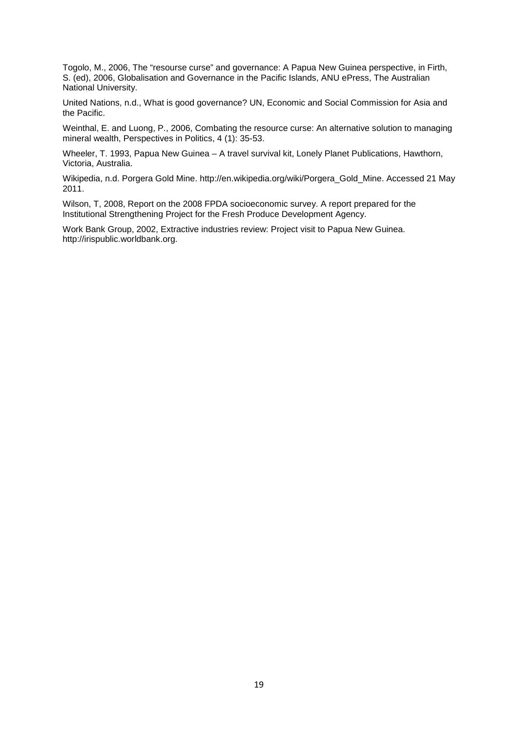Togolo, M., 2006, The "resourse curse" and governance: A Papua New Guinea perspective, in Firth, S. (ed), 2006, Globalisation and Governance in the Pacific Islands, ANU ePress, The Australian National University.

United Nations, n.d., What is good governance? UN, Economic and Social Commission for Asia and the Pacific.

Weinthal, E. and Luong, P., 2006, Combating the resource curse: An alternative solution to managing mineral wealth, Perspectives in Politics, 4 (1): 35-53.

Wheeler, T. 1993, Papua New Guinea – A travel survival kit, Lonely Planet Publications, Hawthorn, Victoria, Australia.

Wikipedia, n.d. Porgera Gold Mine. http://en.wikipedia.org/wiki/Porgera_Gold_Mine. Accessed 21 May 2011.

Wilson, T, 2008, Report on the 2008 FPDA socioeconomic survey. A report prepared for the Institutional Strengthening Project for the Fresh Produce Development Agency.

Work Bank Group, 2002, Extractive industries review: Project visit to Papua New Guinea. http://irispublic.worldbank.org.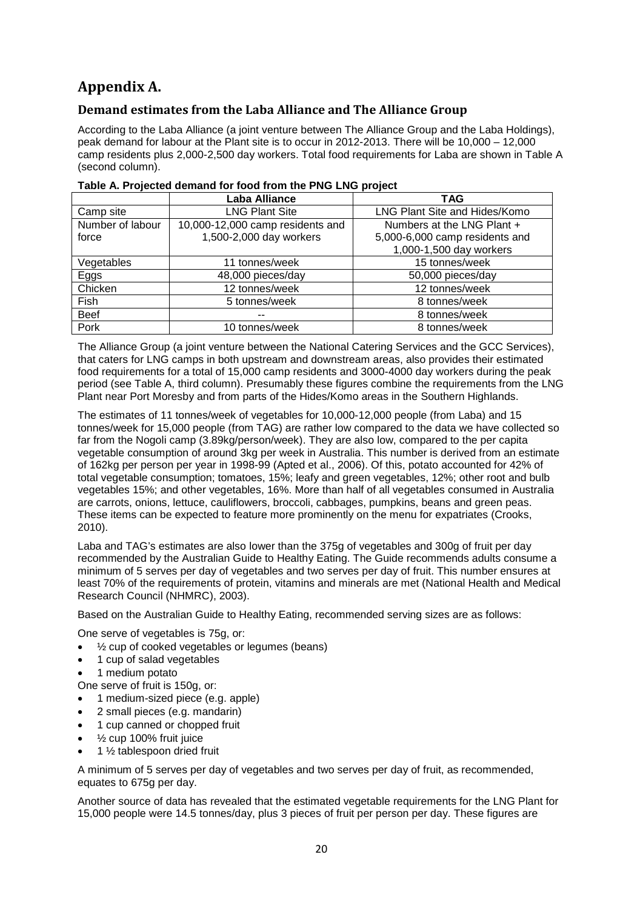# Appendix A.

## Demand estimates from the Laba Alliance and The Alliance Group

According to the Laba Alliance (a joint venture between The Alliance Group and the Laba Holdings), peak demand for labour at the Plant site is to occur in 2012-2013. There will be 10,000 – 12,000 camp residents plus 2,000-2,500 day workers. Total food requirements for Laba are shown in Table A (second column).

**Table A. Projected demand for food from the PNG LNG project**

| | Laba Alliance | TAG |
|---|---|---|
| Camp site | LNG Plant Site | LNG Plant Site and Hides/Komo |
| Number of labour force | 10,000-12,000 camp residents and 1,500-2,000 day workers | Numbers at the LNG Plant + 5,000-6,000 camp residents and 1,000-1,500 day workers |
| Vegetables | 11 tonnes/week | 15 tonnes/week |
| Eggs | 48,000 pieces/day | 50,000 pieces/day |
| Chicken | 12 tonnes/week | 12 tonnes/week |
| Fish | 5 tonnes/week | 8 tonnes/week |
| Beef | -- | 8 tonnes/week |
| Pork | 10 tonnes/week | 8 tonnes/week |

The Alliance Group (a joint venture between the National Catering Services and the GCC Services), that caters for LNG camps in both upstream and downstream areas, also provides their estimated food requirements for a total of 15,000 camp residents and 3000-4000 day workers during the peak period (see Table A, third column). Presumably these figures combine the requirements from the LNG Plant near Port Moresby and from parts of the Hides/Komo areas in the Southern Highlands.

The estimates of 11 tonnes/week of vegetables for 10,000-12,000 people (from Laba) and 15 tonnes/week for 15,000 people (from TAG) are rather low compared to the data we have collected so far from the Nogoli camp (3.89kg/person/week). They are also low, compared to the per capita vegetable consumption of around 3kg per week in Australia. This number is derived from an estimate of 162kg per person per year in 1998-99 (Apted et al., 2006). Of this, potato accounted for 42% of total vegetable consumption; tomatoes, 15%; leafy and green vegetables, 12%; other root and bulb vegetables 15%; and other vegetables, 16%. More than half of all vegetables consumed in Australia are carrots, onions, lettuce, cauliflowers, broccoli, cabbages, pumpkins, beans and green peas. These items can be expected to feature more prominently on the menu for expatriates (Crooks, 2010).

Laba and TAG's estimates are also lower than the 375g of vegetables and 300g of fruit per day recommended by the Australian Guide to Healthy Eating. The Guide recommends adults consume a minimum of 5 serves per day of vegetables and two serves per day of fruit. This number ensures at least 70% of the requirements of protein, vitamins and minerals are met (National Health and Medical Research Council (NHMRC), 2003).

Based on the Australian Guide to Healthy Eating, recommended serving sizes are as follows:

One serve of vegetables is 75g, or:

- ½ cup of cooked vegetables or legumes (beans)
- 1 cup of salad vegetables
- 1 medium potato

One serve of fruit is 150g, or:

- 1 medium-sized piece (e.g. apple)
- 2 small pieces (e.g. mandarin)
- 1 cup canned or chopped fruit
- ½ cup 100% fruit juice
- 1 ½ tablespoon dried fruit

A minimum of 5 serves per day of vegetables and two serves per day of fruit, as recommended, equates to 675g per day.

Another source of data has revealed that the estimated vegetable requirements for the LNG Plant for 15,000 people were 14.5 tonnes/day, plus 3 pieces of fruit per person per day. These figures are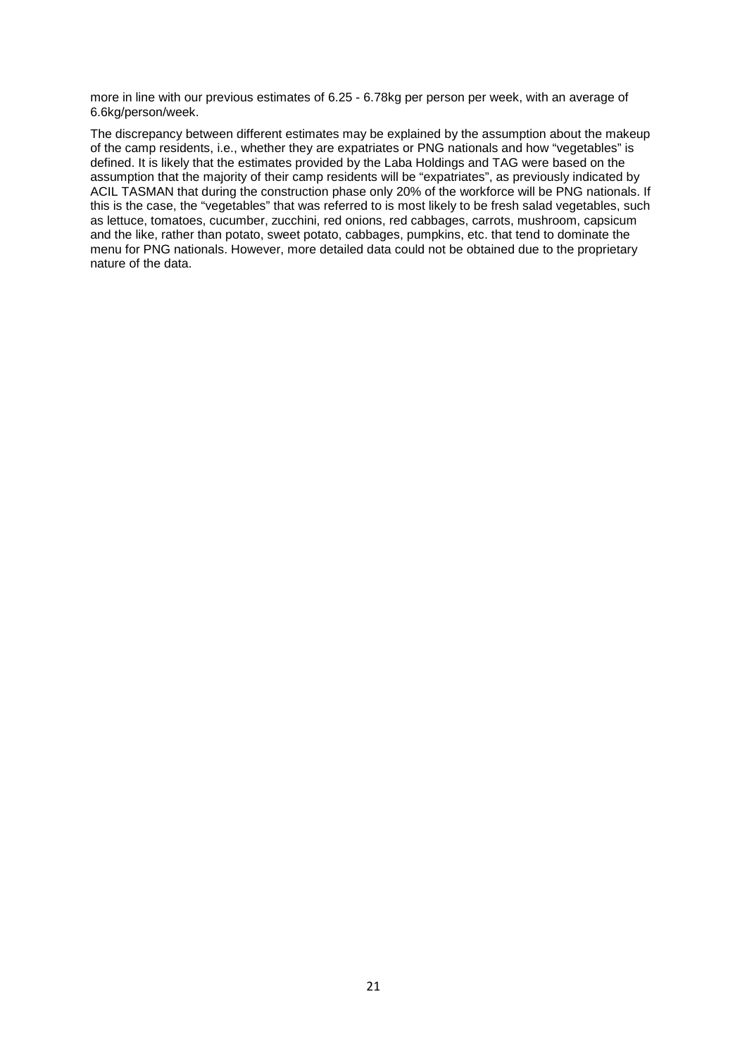more in line with our previous estimates of 6.25 - 6.78kg per person per week, with an average of 6.6kg/person/week.

The discrepancy between different estimates may be explained by the assumption about the makeup of the camp residents, i.e., whether they are expatriates or PNG nationals and how "vegetables" is defined. It is likely that the estimates provided by the Laba Holdings and TAG were based on the assumption that the majority of their camp residents will be "expatriates", as previously indicated by ACIL TASMAN that during the construction phase only 20% of the workforce will be PNG nationals. If this is the case, the "vegetables" that was referred to is most likely to be fresh salad vegetables, such as lettuce, tomatoes, cucumber, zucchini, red onions, red cabbages, carrots, mushroom, capsicum and the like, rather than potato, sweet potato, cabbages, pumpkins, etc. that tend to dominate the menu for PNG nationals. However, more detailed data could not be obtained due to the proprietary nature of the data.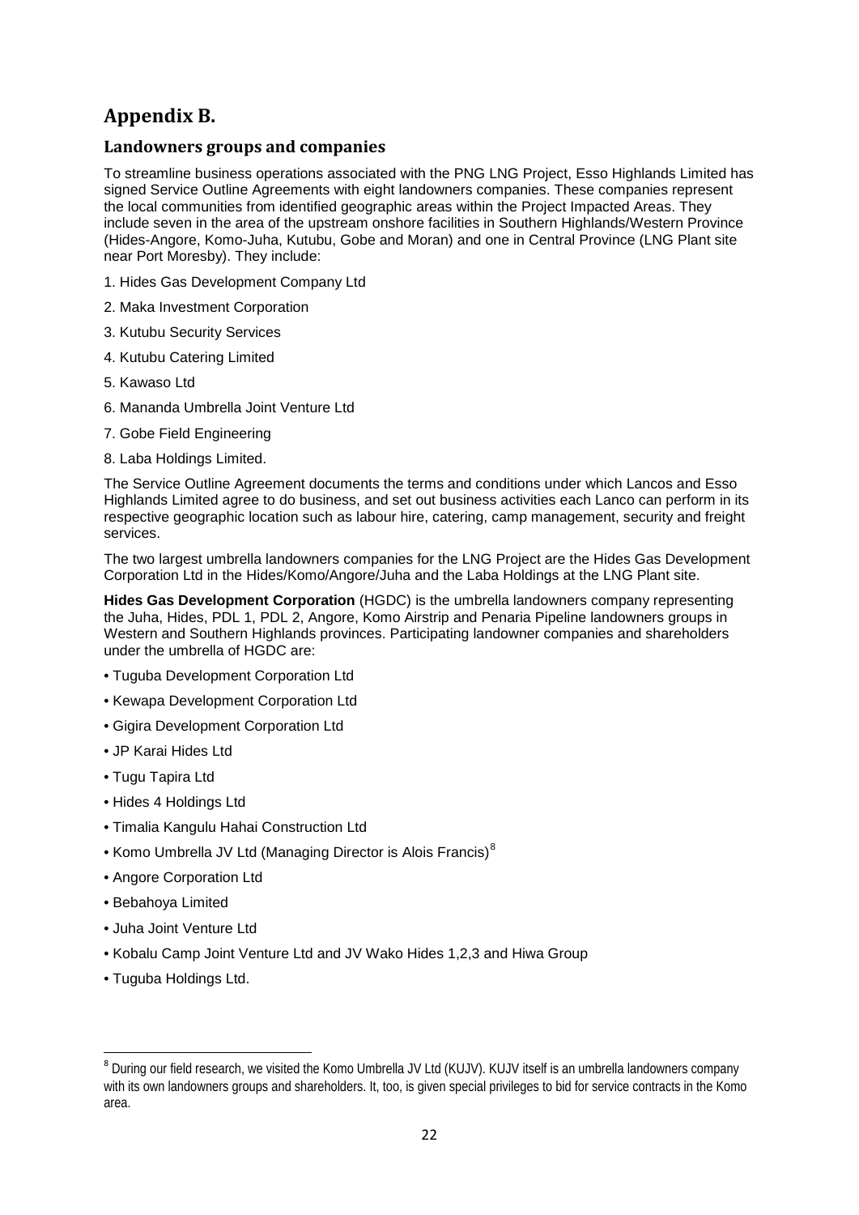# Appendix B.

## Landowners groups and companies

To streamline business operations associated with the PNG LNG Project, Esso Highlands Limited has signed Service Outline Agreements with eight landowners companies. These companies represent the local communities from identified geographic areas within the Project Impacted Areas. They include seven in the area of the upstream onshore facilities in Southern Highlands/Western Province (Hides-Angore, Komo-Juha, Kutubu, Gobe and Moran) and one in Central Province (LNG Plant site near Port Moresby). They include:

1. Hides Gas Development Company Ltd
2. Maka Investment Corporation
3. Kutubu Security Services
4. Kutubu Catering Limited
5. Kawaso Ltd
6. Mananda Umbrella Joint Venture Ltd
7. Gobe Field Engineering
8. Laba Holdings Limited.

The Service Outline Agreement documents the terms and conditions under which Lancos and Esso Highlands Limited agree to do business, and set out business activities each Lanco can perform in its respective geographic location such as labour hire, catering, camp management, security and freight services.

The two largest umbrella landowners companies for the LNG Project are the Hides Gas Development Corporation Ltd in the Hides/Komo/Angore/Juha and the Laba Holdings at the LNG Plant site.

**Hides Gas Development Corporation** (HGDC) is the umbrella landowners company representing the Juha, Hides, PDL 1, PDL 2, Angore, Komo Airstrip and Penaria Pipeline landowners groups in Western and Southern Highlands provinces. Participating landowner companies and shareholders under the umbrella of HGDC are:

- Tuguba Development Corporation Ltd
- Kewapa Development Corporation Ltd
- Gigira Development Corporation Ltd
- JP Karai Hides Ltd
- Tugu Tapira Ltd
- Hides 4 Holdings Ltd
- Timalia Kangulu Hahai Construction Ltd
- Komo Umbrella JV Ltd (Managing Director is Alois Francis)[8]
- Angore Corporation Ltd
- Bebahoya Limited
- Juha Joint Venture Ltd
- Kobalu Camp Joint Venture Ltd and JV Wako Hides 1,2,3 and Hiwa Group
- Tuguba Holdings Ltd.

[8] During our field research, we visited the Komo Umbrella JV Ltd (KUJV). KUJV itself is an umbrella landowners company with its own landowners groups and shareholders. It, too, is given special privileges to bid for service contracts in the Komo area.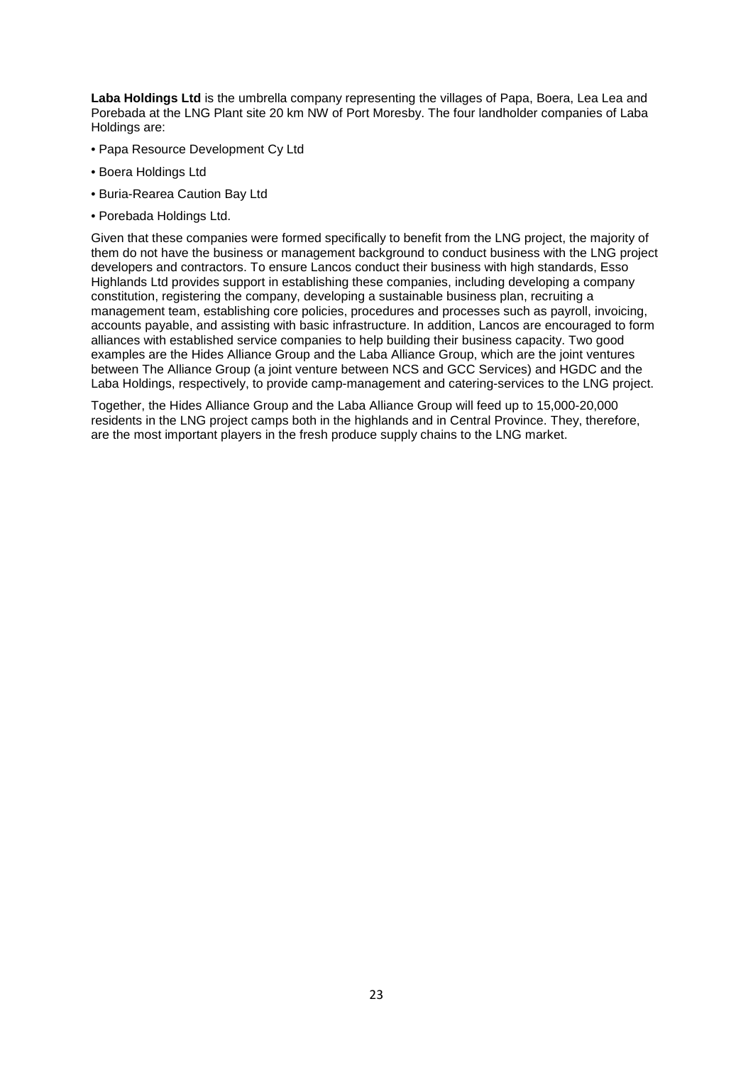**Laba Holdings Ltd** is the umbrella company representing the villages of Papa, Boera, Lea Lea and Porebada at the LNG Plant site 20 km NW of Port Moresby. The four landholder companies of Laba Holdings are:

- Papa Resource Development Cy Ltd
- Boera Holdings Ltd
- Buria-Rearea Caution Bay Ltd
- Porebada Holdings Ltd.

Given that these companies were formed specifically to benefit from the LNG project, the majority of them do not have the business or management background to conduct business with the LNG project developers and contractors. To ensure Lancos conduct their business with high standards, Esso Highlands Ltd provides support in establishing these companies, including developing a company constitution, registering the company, developing a sustainable business plan, recruiting a management team, establishing core policies, procedures and processes such as payroll, invoicing, accounts payable, and assisting with basic infrastructure. In addition, Lancos are encouraged to form alliances with established service companies to help building their business capacity. Two good examples are the Hides Alliance Group and the Laba Alliance Group, which are the joint ventures between The Alliance Group (a joint venture between NCS and GCC Services) and HGDC and the Laba Holdings, respectively, to provide camp-management and catering-services to the LNG project.

Together, the Hides Alliance Group and the Laba Alliance Group will feed up to 15,000-20,000 residents in the LNG project camps both in the highlands and in Central Province. They, therefore, are the most important players in the fresh produce supply chains to the LNG market.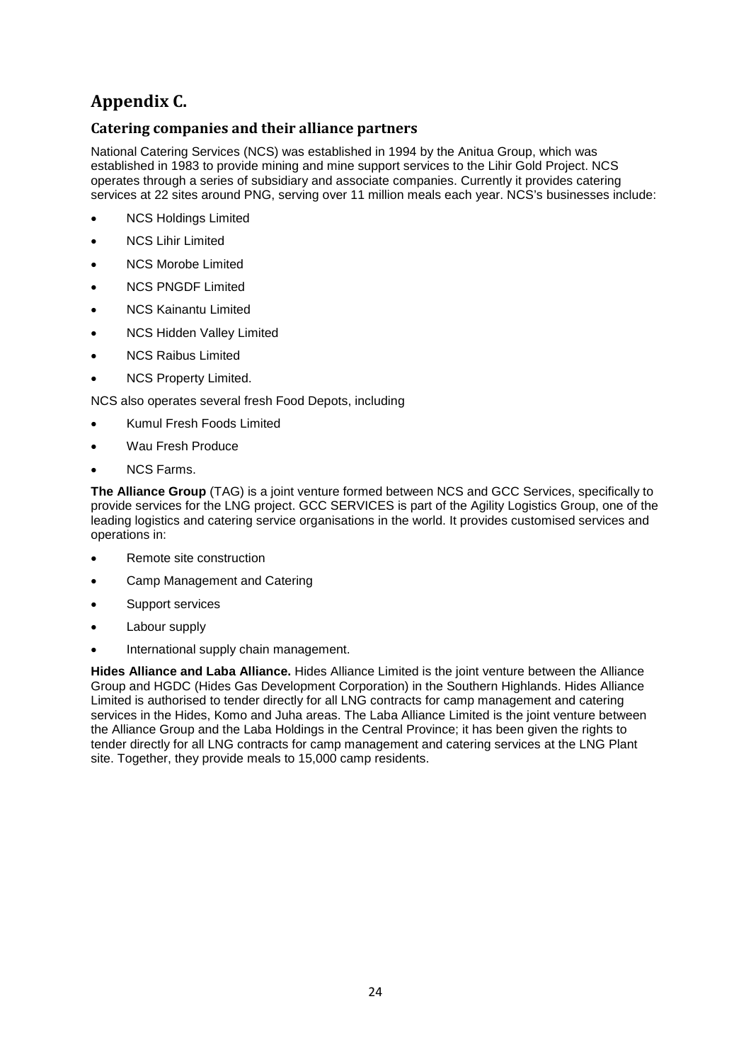# Appendix C.

## Catering companies and their alliance partners

National Catering Services (NCS) was established in 1994 by the Anitua Group, which was established in 1983 to provide mining and mine support services to the Lihir Gold Project. NCS operates through a series of subsidiary and associate companies. Currently it provides catering services at 22 sites around PNG, serving over 11 million meals each year. NCS's businesses include:

- NCS Holdings Limited
- NCS Lihir Limited
- NCS Morobe Limited
- NCS PNGDF Limited
- NCS Kainantu Limited
- NCS Hidden Valley Limited
- NCS Raibus Limited
- NCS Property Limited.

NCS also operates several fresh Food Depots, including

- Kumul Fresh Foods Limited
- Wau Fresh Produce
- NCS Farms.

**The Alliance Group** (TAG) is a joint venture formed between NCS and GCC Services, specifically to provide services for the LNG project. GCC SERVICES is part of the Agility Logistics Group, one of the leading logistics and catering service organisations in the world. It provides customised services and operations in:

- Remote site construction
- Camp Management and Catering
- Support services
- Labour supply
- International supply chain management.

**Hides Alliance and Laba Alliance.** Hides Alliance Limited is the joint venture between the Alliance Group and HGDC (Hides Gas Development Corporation) in the Southern Highlands. Hides Alliance Limited is authorised to tender directly for all LNG contracts for camp management and catering services in the Hides, Komo and Juha areas. The Laba Alliance Limited is the joint venture between the Alliance Group and the Laba Holdings in the Central Province; it has been given the rights to tender directly for all LNG contracts for camp management and catering services at the LNG Plant site. Together, they provide meals to 15,000 camp residents.